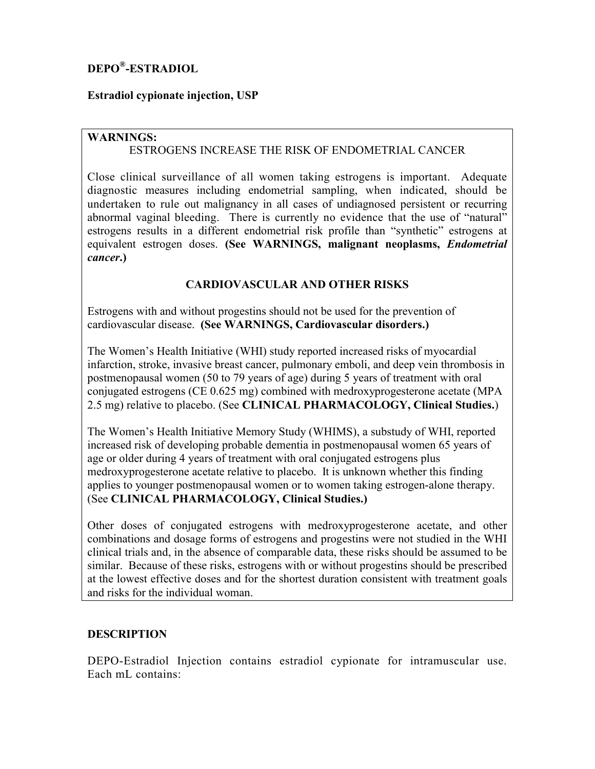# DEPO®-ESTRADIOL

**Estradiol cypionate injection, USP**

**WARNINGS:**

ESTROGENS INCREASE THE RISK OF ENDOMETRIAL CANCER

Close clinical surveillance of all women taking estrogens is important. Adequate diagnostic measures including endometrial sampling, when indicated, should be undertaken to rule out malignancy in all cases of undiagnosed persistent or recurring abnormal vaginal bleeding. There is currently no evidence that the use of "natural" estrogens results in a different endometrial risk profile than "synthetic" estrogens at equivalent estrogen doses. **(See WARNINGS, malignant neoplasms, *Endometrial cancer*.)**

**CARDIOVASCULAR AND OTHER RISKS**

Estrogens with and without progestins should not be used for the prevention of cardiovascular disease. **(See WARNINGS, Cardiovascular disorders.)**

The Women's Health Initiative (WHI) study reported increased risks of myocardial infarction, stroke, invasive breast cancer, pulmonary emboli, and deep vein thrombosis in postmenopausal women (50 to 79 years of age) during 5 years of treatment with oral conjugated estrogens (CE 0.625 mg) combined with medroxyprogesterone acetate (MPA 2.5 mg) relative to placebo. (See **CLINICAL PHARMACOLOGY, Clinical Studies.**)

The Women's Health Initiative Memory Study (WHIMS), a substudy of WHI, reported increased risk of developing probable dementia in postmenopausal women 65 years of age or older during 4 years of treatment with oral conjugated estrogens plus medroxyprogesterone acetate relative to placebo. It is unknown whether this finding applies to younger postmenopausal women or to women taking estrogen-alone therapy. (See **CLINICAL PHARMACOLOGY, Clinical Studies.)**

Other doses of conjugated estrogens with medroxyprogesterone acetate, and other combinations and dosage forms of estrogens and progestins were not studied in the WHI clinical trials and, in the absence of comparable data, these risks should be assumed to be similar. Because of these risks, estrogens with or without progestins should be prescribed at the lowest effective doses and for the shortest duration consistent with treatment goals and risks for the individual woman.

## DESCRIPTION

DEPO-Estradiol Injection contains estradiol cypionate for intramuscular use. Each mL contains: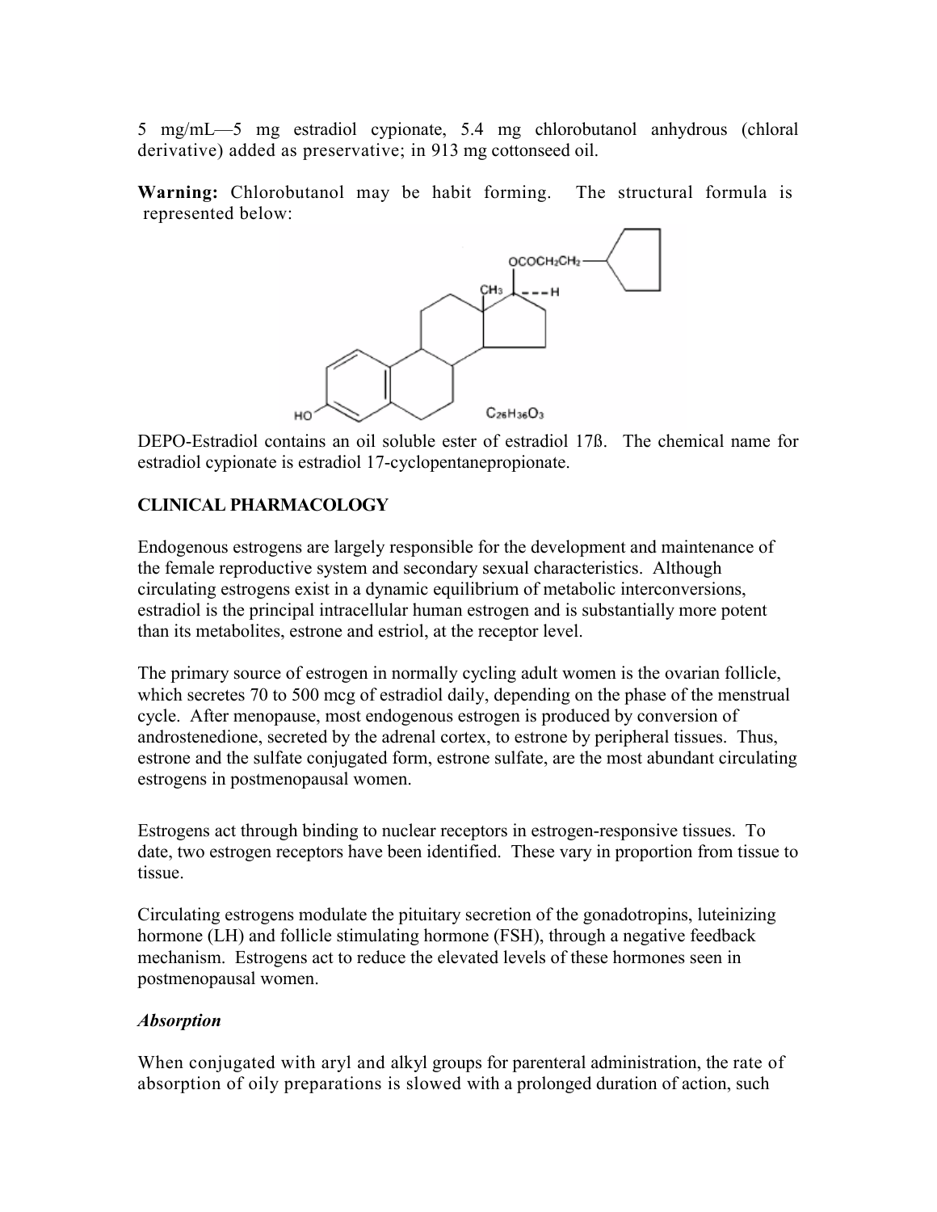5 mg/mL—5 mg estradiol cypionate, 5.4 mg chlorobutanol anhydrous (chloral derivative) added as preservative; in 913 mg cottonseed oil.

**Warning:** Chlorobutanol may be habit forming. The structural formula is represented below:

$C_{26}H_{36}O_3$

DEPO-Estradiol contains an oil soluble ester of estradiol 17ß. The chemical name for estradiol cypionate is estradiol 17-cyclopentanepropionate.

## CLINICAL PHARMACOLOGY

Endogenous estrogens are largely responsible for the development and maintenance of the female reproductive system and secondary sexual characteristics. Although circulating estrogens exist in a dynamic equilibrium of metabolic interconversions, estradiol is the principal intracellular human estrogen and is substantially more potent than its metabolites, estrone and estriol, at the receptor level.

The primary source of estrogen in normally cycling adult women is the ovarian follicle, which secretes 70 to 500 mcg of estradiol daily, depending on the phase of the menstrual cycle. After menopause, most endogenous estrogen is produced by conversion of androstenedione, secreted by the adrenal cortex, to estrone by peripheral tissues. Thus, estrone and the sulfate conjugated form, estrone sulfate, are the most abundant circulating estrogens in postmenopausal women.

Estrogens act through binding to nuclear receptors in estrogen-responsive tissues. To date, two estrogen receptors have been identified. These vary in proportion from tissue to tissue.

Circulating estrogens modulate the pituitary secretion of the gonadotropins, luteinizing hormone (LH) and follicle stimulating hormone (FSH), through a negative feedback mechanism. Estrogens act to reduce the elevated levels of these hormones seen in postmenopausal women.

### *Absorption*

When conjugated with aryl and alkyl groups for parenteral administration, the rate of absorption of oily preparations is slowed with a prolonged duration of action, such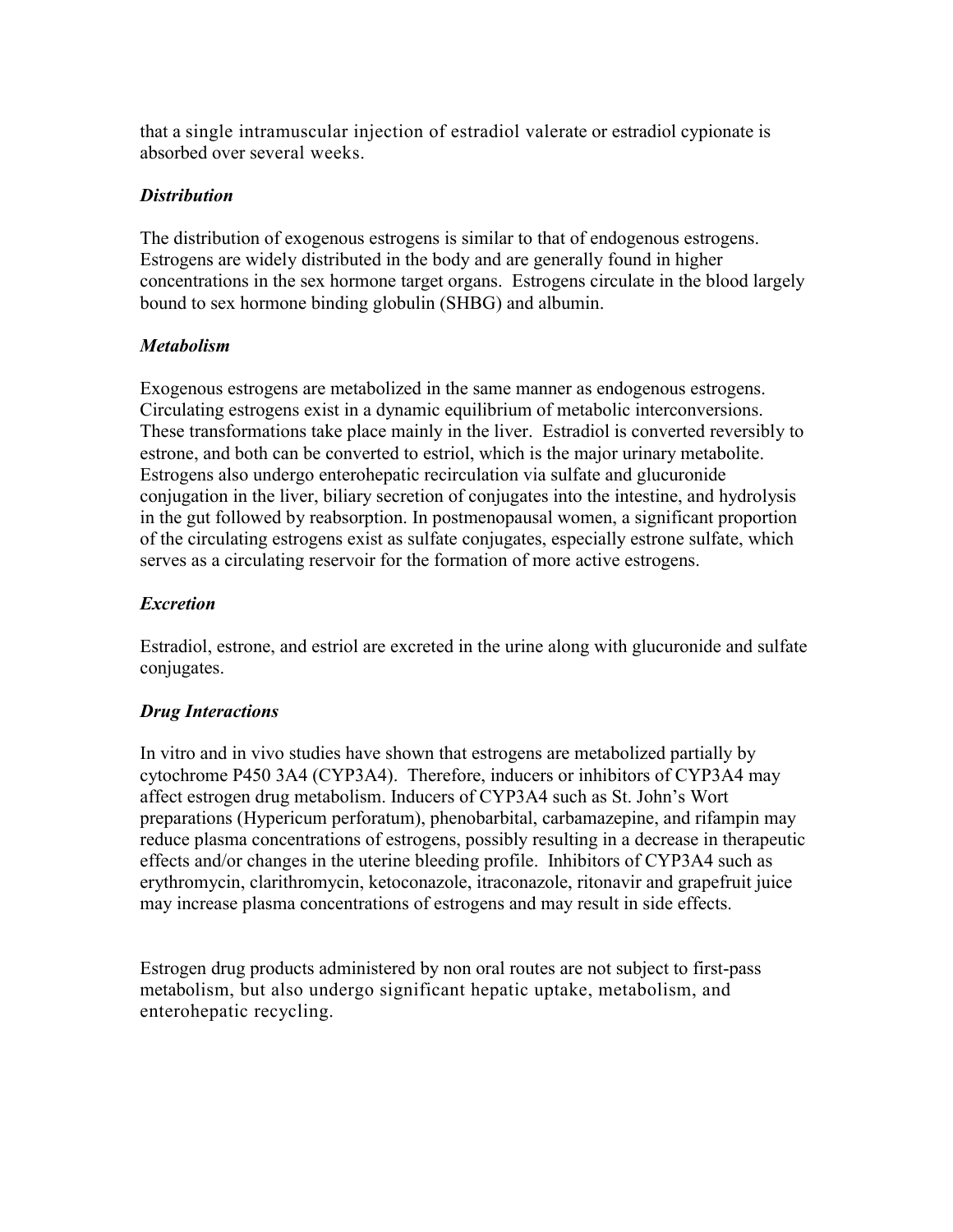that a single intramuscular injection of estradiol valerate or estradiol cypionate is absorbed over several weeks.

### *Distribution*

The distribution of exogenous estrogens is similar to that of endogenous estrogens. Estrogens are widely distributed in the body and are generally found in higher concentrations in the sex hormone target organs. Estrogens circulate in the blood largely bound to sex hormone binding globulin (SHBG) and albumin.

### *Metabolism*

Exogenous estrogens are metabolized in the same manner as endogenous estrogens. Circulating estrogens exist in a dynamic equilibrium of metabolic interconversions. These transformations take place mainly in the liver. Estradiol is converted reversibly to estrone, and both can be converted to estriol, which is the major urinary metabolite. Estrogens also undergo enterohepatic recirculation via sulfate and glucuronide conjugation in the liver, biliary secretion of conjugates into the intestine, and hydrolysis in the gut followed by reabsorption. In postmenopausal women, a significant proportion of the circulating estrogens exist as sulfate conjugates, especially estrone sulfate, which serves as a circulating reservoir for the formation of more active estrogens.

### *Excretion*

Estradiol, estrone, and estriol are excreted in the urine along with glucuronide and sulfate conjugates.

### *Drug Interactions*

In vitro and in vivo studies have shown that estrogens are metabolized partially by cytochrome P450 3A4 (CYP3A4). Therefore, inducers or inhibitors of CYP3A4 may affect estrogen drug metabolism. Inducers of CYP3A4 such as St. John's Wort preparations (Hypericum perforatum), phenobarbital, carbamazepine, and rifampin may reduce plasma concentrations of estrogens, possibly resulting in a decrease in therapeutic effects and/or changes in the uterine bleeding profile. Inhibitors of CYP3A4 such as erythromycin, clarithromycin, ketoconazole, itraconazole, ritonavir and grapefruit juice may increase plasma concentrations of estrogens and may result in side effects.

Estrogen drug products administered by non oral routes are not subject to first-pass metabolism, but also undergo significant hepatic uptake, metabolism, and enterohepatic recycling.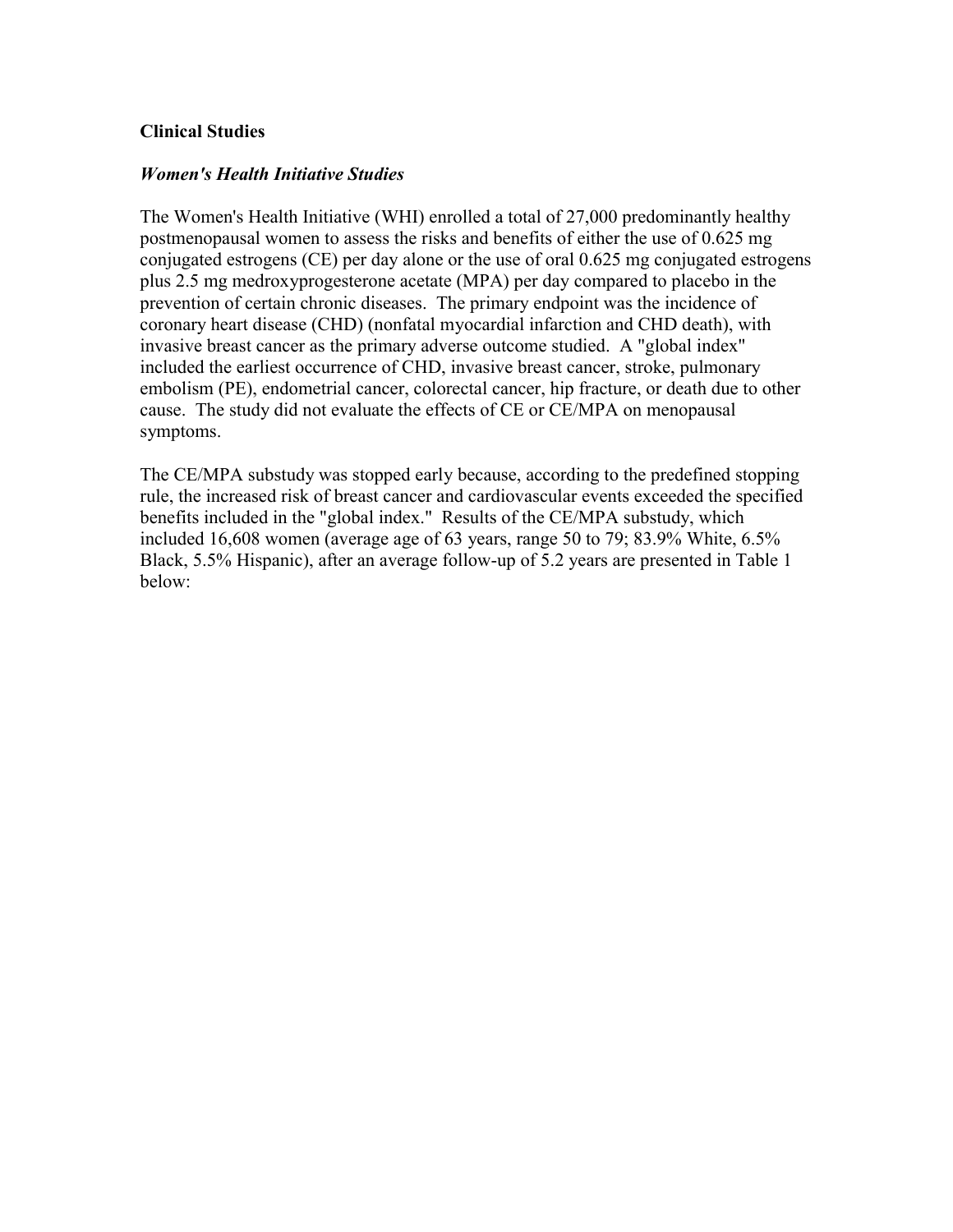## Clinical Studies

### *Women's Health Initiative Studies*

The Women's Health Initiative (WHI) enrolled a total of 27,000 predominantly healthy postmenopausal women to assess the risks and benefits of either the use of 0.625 mg conjugated estrogens (CE) per day alone or the use of oral 0.625 mg conjugated estrogens plus 2.5 mg medroxyprogesterone acetate (MPA) per day compared to placebo in the prevention of certain chronic diseases. The primary endpoint was the incidence of coronary heart disease (CHD) (nonfatal myocardial infarction and CHD death), with invasive breast cancer as the primary adverse outcome studied. A "global index" included the earliest occurrence of CHD, invasive breast cancer, stroke, pulmonary embolism (PE), endometrial cancer, colorectal cancer, hip fracture, or death due to other cause. The study did not evaluate the effects of CE or CE/MPA on menopausal symptoms.

The CE/MPA substudy was stopped early because, according to the predefined stopping rule, the increased risk of breast cancer and cardiovascular events exceeded the specified benefits included in the "global index." Results of the CE/MPA substudy, which included 16,608 women (average age of 63 years, range 50 to 79; 83.9% White, 6.5% Black, 5.5% Hispanic), after an average follow-up of 5.2 years are presented in Table 1 below: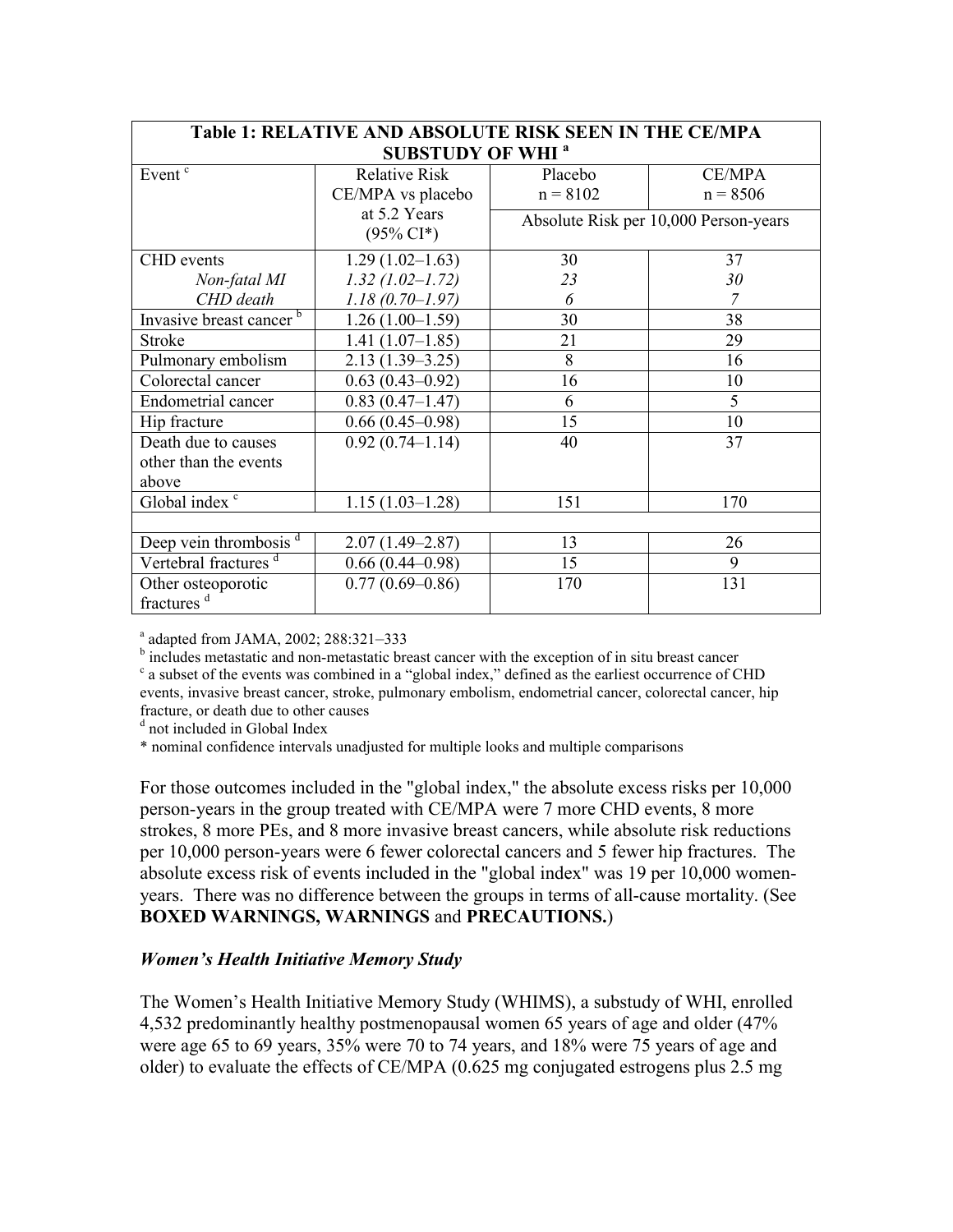| Table 1: RELATIVE AND ABSOLUTE RISK SEEN IN THE CE/MPA SUBSTUDY OF WHI [a] | | | |
|---|---|---|---|
| Event [c] | Relative Risk CE/MPA vs placebo at 5.2 Years (95% CI*) | Placebo n = 8102 | CE/MPA n = 8506 |
| | | Absolute Risk per 10,000 Person-years | |
| CHD events | 1.29 (1.02–1.63) | 30 | 37 |
| *Non-fatal MI* | *1.32 (1.02–1.72)* | *23* | *30* |
| *CHD death* | *1.18 (0.70–1.97)* | *6* | *7* |
| Invasive breast cancer [b] | 1.26 (1.00–1.59) | 30 | 38 |
| Stroke | 1.41 (1.07–1.85) | 21 | 29 |
| Pulmonary embolism | 2.13 (1.39–3.25) | 8 | 16 |
| Colorectal cancer | 0.63 (0.43–0.92) | 16 | 10 |
| Endometrial cancer | 0.83 (0.47–1.47) | 6 | 5 |
| Hip fracture | 0.66 (0.45–0.98) | 15 | 10 |
| Death due to causes other than the events above | 0.92 (0.74–1.14) | 40 | 37 |
| Global index [c] | 1.15 (1.03–1.28) | 151 | 170 |
| | | | |
| Deep vein thrombosis [d] | 2.07 (1.49–2.87) | 13 | 26 |
| Vertebral fractures [d] | 0.66 (0.44–0.98) | 15 | 9 |
| Other osteoporotic fractures [d] | 0.77 (0.69–0.86) | 170 | 131 |

[a] adapted from JAMA, 2002; 288:321–333

[b] includes metastatic and non-metastatic breast cancer with the exception of in situ breast cancer

[c] a subset of the events was combined in a "global index," defined as the earliest occurrence of CHD events, invasive breast cancer, stroke, pulmonary embolism, endometrial cancer, colorectal cancer, hip fracture, or death due to other causes

[d] not included in Global Index

* nominal confidence intervals unadjusted for multiple looks and multiple comparisons

For those outcomes included in the "global index," the absolute excess risks per 10,000 person-years in the group treated with CE/MPA were 7 more CHD events, 8 more strokes, 8 more PEs, and 8 more invasive breast cancers, while absolute risk reductions per 10,000 person-years were 6 fewer colorectal cancers and 5 fewer hip fractures. The absolute excess risk of events included in the "global index" was 19 per 10,000 women-years. There was no difference between the groups in terms of all-cause mortality. (See **BOXED WARNINGS, WARNINGS** and **PRECAUTIONS.**)

### *Women's Health Initiative Memory Study*

The Women's Health Initiative Memory Study (WHIMS), a substudy of WHI, enrolled 4,532 predominantly healthy postmenopausal women 65 years of age and older (47% were age 65 to 69 years, 35% were 70 to 74 years, and 18% were 75 years of age and older) to evaluate the effects of CE/MPA (0.625 mg conjugated estrogens plus 2.5 mg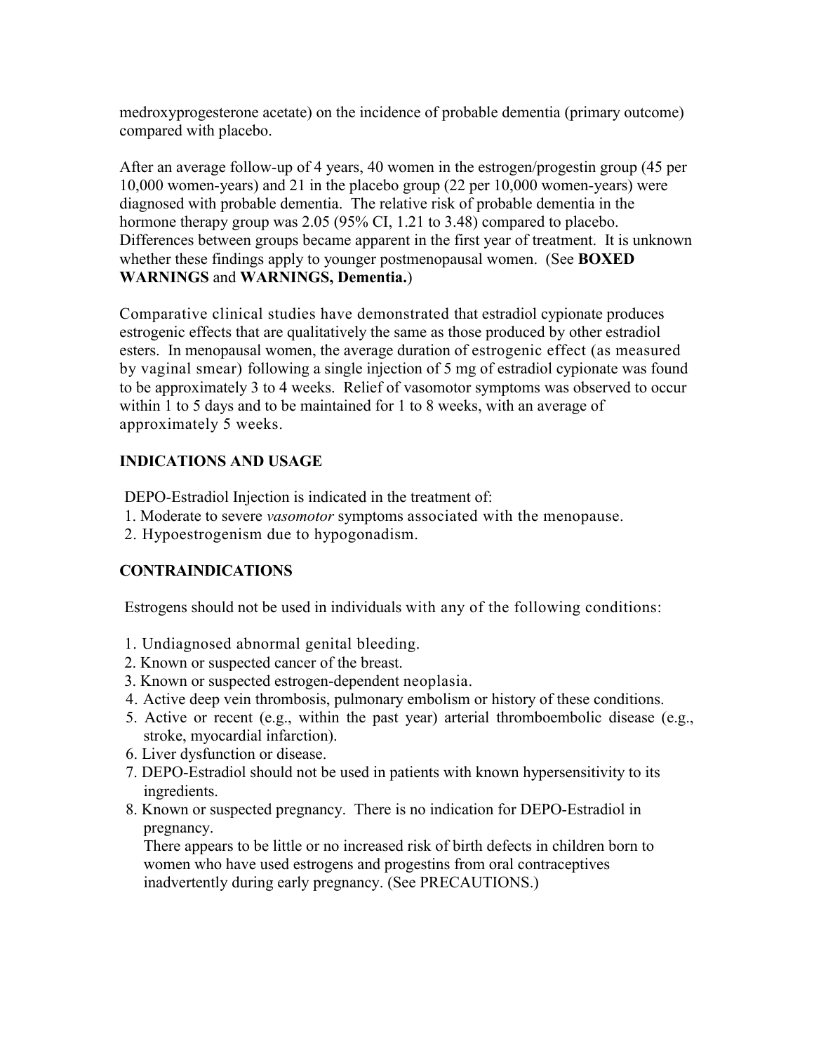medroxyprogesterone acetate) on the incidence of probable dementia (primary outcome) compared with placebo.

After an average follow-up of 4 years, 40 women in the estrogen/progestin group (45 per 10,000 women-years) and 21 in the placebo group (22 per 10,000 women-years) were diagnosed with probable dementia. The relative risk of probable dementia in the hormone therapy group was 2.05 (95% CI, 1.21 to 3.48) compared to placebo. Differences between groups became apparent in the first year of treatment. It is unknown whether these findings apply to younger postmenopausal women. (See **BOXED WARNINGS** and **WARNINGS, Dementia.**)

Comparative clinical studies have demonstrated that estradiol cypionate produces estrogenic effects that are qualitatively the same as those produced by other estradiol esters. In menopausal women, the average duration of estrogenic effect (as measured by vaginal smear) following a single injection of 5 mg of estradiol cypionate was found to be approximately 3 to 4 weeks. Relief of vasomotor symptoms was observed to occur within 1 to 5 days and to be maintained for 1 to 8 weeks, with an average of approximately 5 weeks.

## INDICATIONS AND USAGE

DEPO-Estradiol Injection is indicated in the treatment of:

1. Moderate to severe *vasomotor* symptoms associated with the menopause.
2. Hypoestrogenism due to hypogonadism.

## CONTRAINDICATIONS

Estrogens should not be used in individuals with any of the following conditions:

1. Undiagnosed abnormal genital bleeding.
2. Known or suspected cancer of the breast.
3. Known or suspected estrogen-dependent neoplasia.
4. Active deep vein thrombosis, pulmonary embolism or history of these conditions.
5. Active or recent (e.g., within the past year) arterial thromboembolic disease (e.g., stroke, myocardial infarction).
6. Liver dysfunction or disease.
7. DEPO-Estradiol should not be used in patients with known hypersensitivity to its ingredients.
8. Known or suspected pregnancy. There is no indication for DEPO-Estradiol in pregnancy.
   There appears to be little or no increased risk of birth defects in children born to women who have used estrogens and progestins from oral contraceptives inadvertently during early pregnancy. (See PRECAUTIONS.)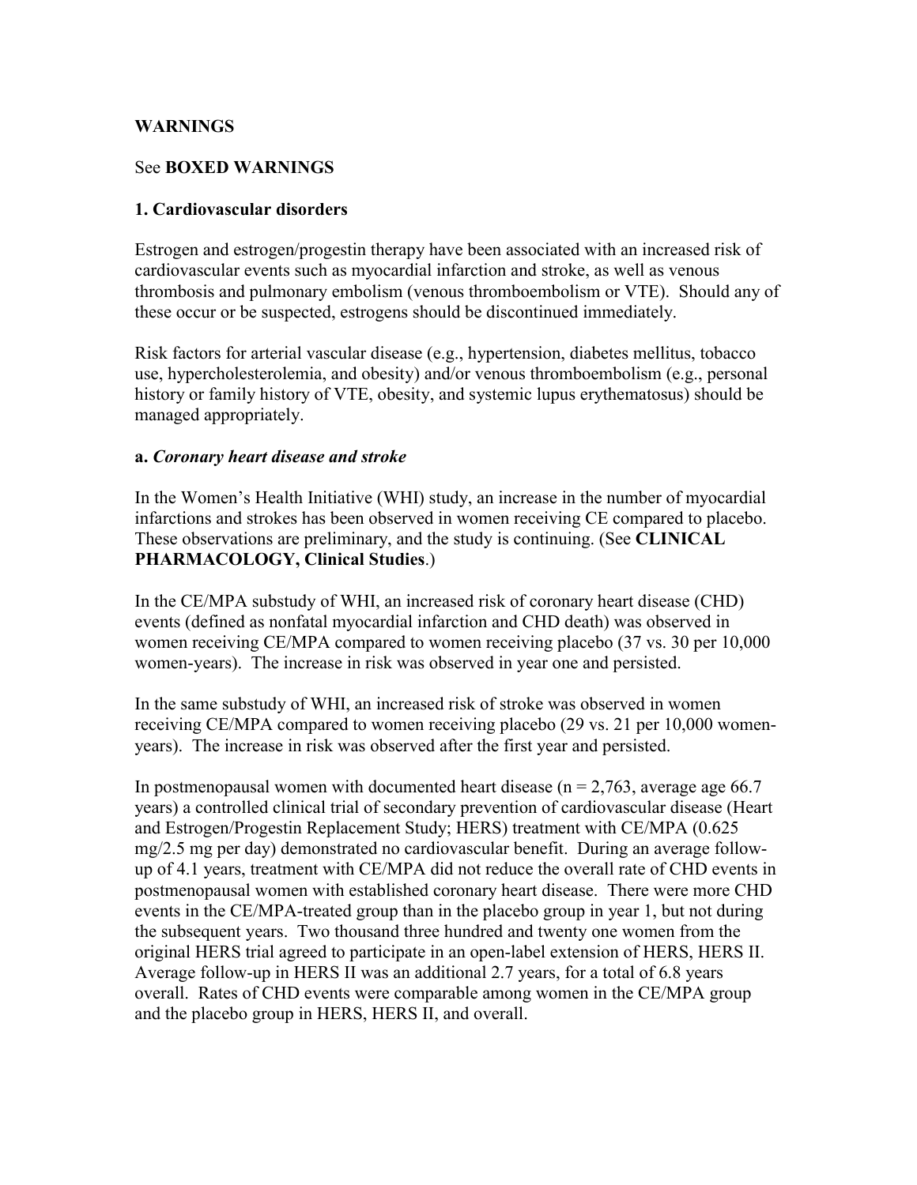## WARNINGS

See **BOXED WARNINGS**

### 1. Cardiovascular disorders

Estrogen and estrogen/progestin therapy have been associated with an increased risk of cardiovascular events such as myocardial infarction and stroke, as well as venous thrombosis and pulmonary embolism (venous thromboembolism or VTE). Should any of these occur or be suspected, estrogens should be discontinued immediately.

Risk factors for arterial vascular disease (e.g., hypertension, diabetes mellitus, tobacco use, hypercholesterolemia, and obesity) and/or venous thromboembolism (e.g., personal history or family history of VTE, obesity, and systemic lupus erythematosus) should be managed appropriately.

**a.** ***Coronary heart disease and stroke***

In the Women's Health Initiative (WHI) study, an increase in the number of myocardial infarctions and strokes has been observed in women receiving CE compared to placebo. These observations are preliminary, and the study is continuing. (See **CLINICAL PHARMACOLOGY, Clinical Studies**.)

In the CE/MPA substudy of WHI, an increased risk of coronary heart disease (CHD) events (defined as nonfatal myocardial infarction and CHD death) was observed in women receiving CE/MPA compared to women receiving placebo (37 vs. 30 per 10,000 women-years). The increase in risk was observed in year one and persisted.

In the same substudy of WHI, an increased risk of stroke was observed in women receiving CE/MPA compared to women receiving placebo (29 vs. 21 per 10,000 women-years). The increase in risk was observed after the first year and persisted.

In postmenopausal women with documented heart disease (n = 2,763, average age 66.7 years) a controlled clinical trial of secondary prevention of cardiovascular disease (Heart and Estrogen/Progestin Replacement Study; HERS) treatment with CE/MPA (0.625 mg/2.5 mg per day) demonstrated no cardiovascular benefit. During an average follow-up of 4.1 years, treatment with CE/MPA did not reduce the overall rate of CHD events in postmenopausal women with established coronary heart disease. There were more CHD events in the CE/MPA-treated group than in the placebo group in year 1, but not during the subsequent years. Two thousand three hundred and twenty one women from the original HERS trial agreed to participate in an open-label extension of HERS, HERS II. Average follow-up in HERS II was an additional 2.7 years, for a total of 6.8 years overall. Rates of CHD events were comparable among women in the CE/MPA group and the placebo group in HERS, HERS II, and overall.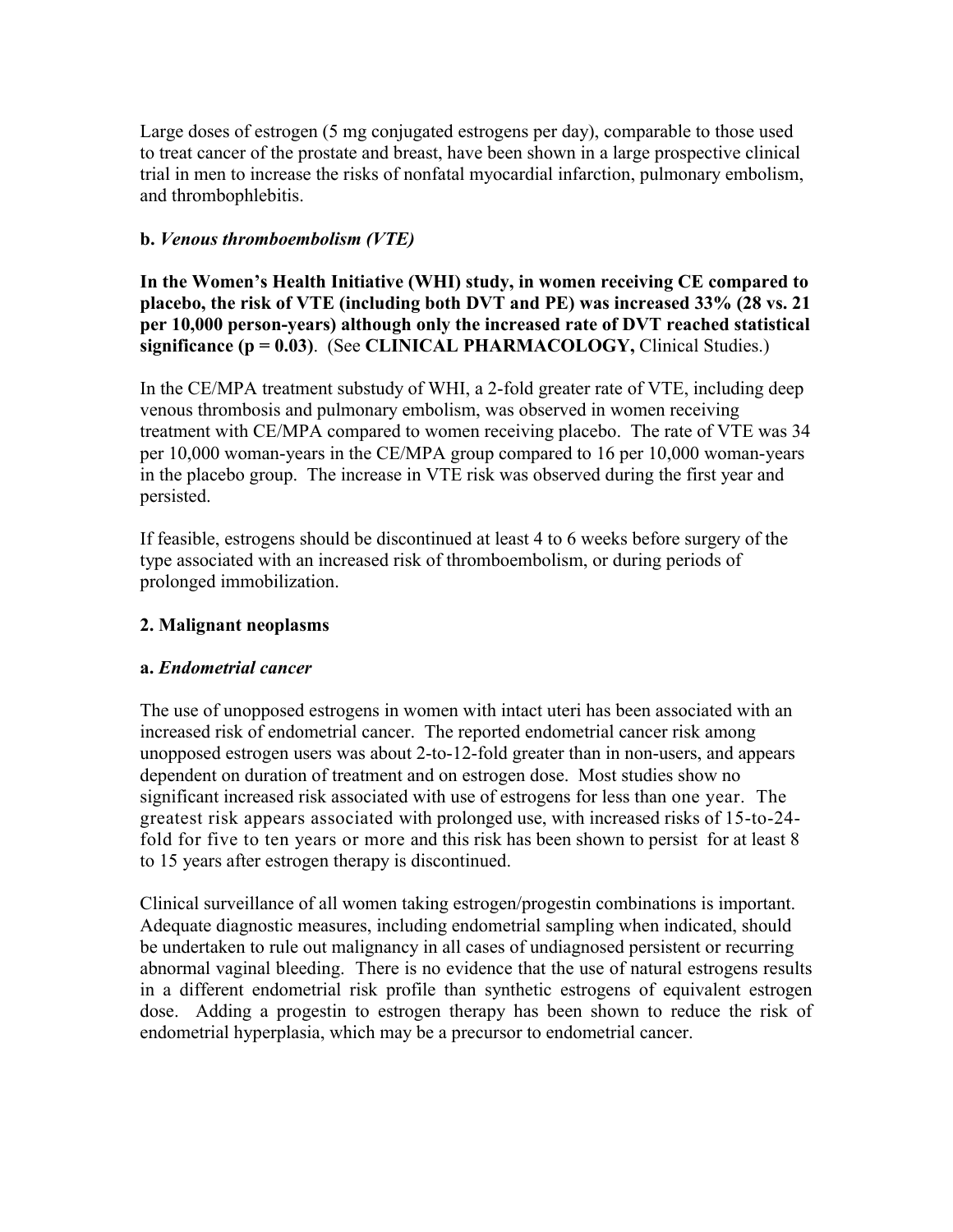Large doses of estrogen (5 mg conjugated estrogens per day), comparable to those used to treat cancer of the prostate and breast, have been shown in a large prospective clinical trial in men to increase the risks of nonfatal myocardial infarction, pulmonary embolism, and thrombophlebitis.

**b.** ***Venous thromboembolism (VTE)***

**In the Women's Health Initiative (WHI) study, in women receiving CE compared to placebo, the risk of VTE (including both DVT and PE) was increased 33% (28 vs. 21 per 10,000 person-years) although only the increased rate of DVT reached statistical significance (p = 0.03)**. (See **CLINICAL PHARMACOLOGY,** Clinical Studies.)

In the CE/MPA treatment substudy of WHI, a 2-fold greater rate of VTE, including deep venous thrombosis and pulmonary embolism, was observed in women receiving treatment with CE/MPA compared to women receiving placebo. The rate of VTE was 34 per 10,000 woman-years in the CE/MPA group compared to 16 per 10,000 woman-years in the placebo group. The increase in VTE risk was observed during the first year and persisted.

If feasible, estrogens should be discontinued at least 4 to 6 weeks before surgery of the type associated with an increased risk of thromboembolism, or during periods of prolonged immobilization.

**2. Malignant neoplasms**

**a.** ***Endometrial cancer***

The use of unopposed estrogens in women with intact uteri has been associated with an increased risk of endometrial cancer. The reported endometrial cancer risk among unopposed estrogen users was about 2-to-12-fold greater than in non-users, and appears dependent on duration of treatment and on estrogen dose. Most studies show no significant increased risk associated with use of estrogens for less than one year. The greatest risk appears associated with prolonged use, with increased risks of 15-to-24-fold for five to ten years or more and this risk has been shown to persist for at least 8 to 15 years after estrogen therapy is discontinued.

Clinical surveillance of all women taking estrogen/progestin combinations is important. Adequate diagnostic measures, including endometrial sampling when indicated, should be undertaken to rule out malignancy in all cases of undiagnosed persistent or recurring abnormal vaginal bleeding. There is no evidence that the use of natural estrogens results in a different endometrial risk profile than synthetic estrogens of equivalent estrogen dose. Adding a progestin to estrogen therapy has been shown to reduce the risk of endometrial hyperplasia, which may be a precursor to endometrial cancer.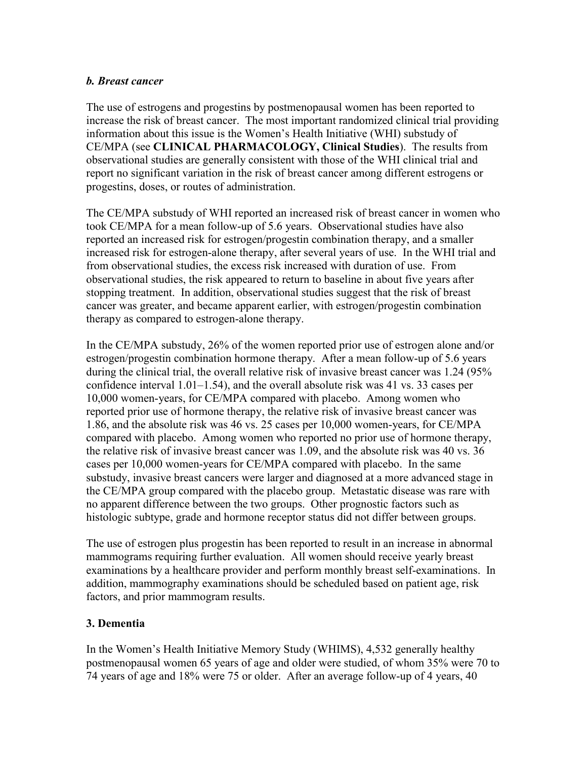*b. Breast cancer*

The use of estrogens and progestins by postmenopausal women has been reported to increase the risk of breast cancer. The most important randomized clinical trial providing information about this issue is the Women's Health Initiative (WHI) substudy of CE/MPA (see **CLINICAL PHARMACOLOGY, Clinical Studies**). The results from observational studies are generally consistent with those of the WHI clinical trial and report no significant variation in the risk of breast cancer among different estrogens or progestins, doses, or routes of administration.

The CE/MPA substudy of WHI reported an increased risk of breast cancer in women who took CE/MPA for a mean follow-up of 5.6 years. Observational studies have also reported an increased risk for estrogen/progestin combination therapy, and a smaller increased risk for estrogen-alone therapy, after several years of use. In the WHI trial and from observational studies, the excess risk increased with duration of use. From observational studies, the risk appeared to return to baseline in about five years after stopping treatment. In addition, observational studies suggest that the risk of breast cancer was greater, and became apparent earlier, with estrogen/progestin combination therapy as compared to estrogen-alone therapy.

In the CE/MPA substudy, 26% of the women reported prior use of estrogen alone and/or estrogen/progestin combination hormone therapy. After a mean follow-up of 5.6 years during the clinical trial, the overall relative risk of invasive breast cancer was 1.24 (95% confidence interval 1.01–1.54), and the overall absolute risk was 41 vs. 33 cases per 10,000 women-years, for CE/MPA compared with placebo. Among women who reported prior use of hormone therapy, the relative risk of invasive breast cancer was 1.86, and the absolute risk was 46 vs. 25 cases per 10,000 women-years, for CE/MPA compared with placebo. Among women who reported no prior use of hormone therapy, the relative risk of invasive breast cancer was 1.09, and the absolute risk was 40 vs. 36 cases per 10,000 women-years for CE/MPA compared with placebo. In the same substudy, invasive breast cancers were larger and diagnosed at a more advanced stage in the CE/MPA group compared with the placebo group. Metastatic disease was rare with no apparent difference between the two groups. Other prognostic factors such as histologic subtype, grade and hormone receptor status did not differ between groups.

The use of estrogen plus progestin has been reported to result in an increase in abnormal mammograms requiring further evaluation. All women should receive yearly breast examinations by a healthcare provider and perform monthly breast self-examinations. In addition, mammography examinations should be scheduled based on patient age, risk factors, and prior mammogram results.

**3. Dementia**

In the Women's Health Initiative Memory Study (WHIMS), 4,532 generally healthy postmenopausal women 65 years of age and older were studied, of whom 35% were 70 to 74 years of age and 18% were 75 or older. After an average follow-up of 4 years, 40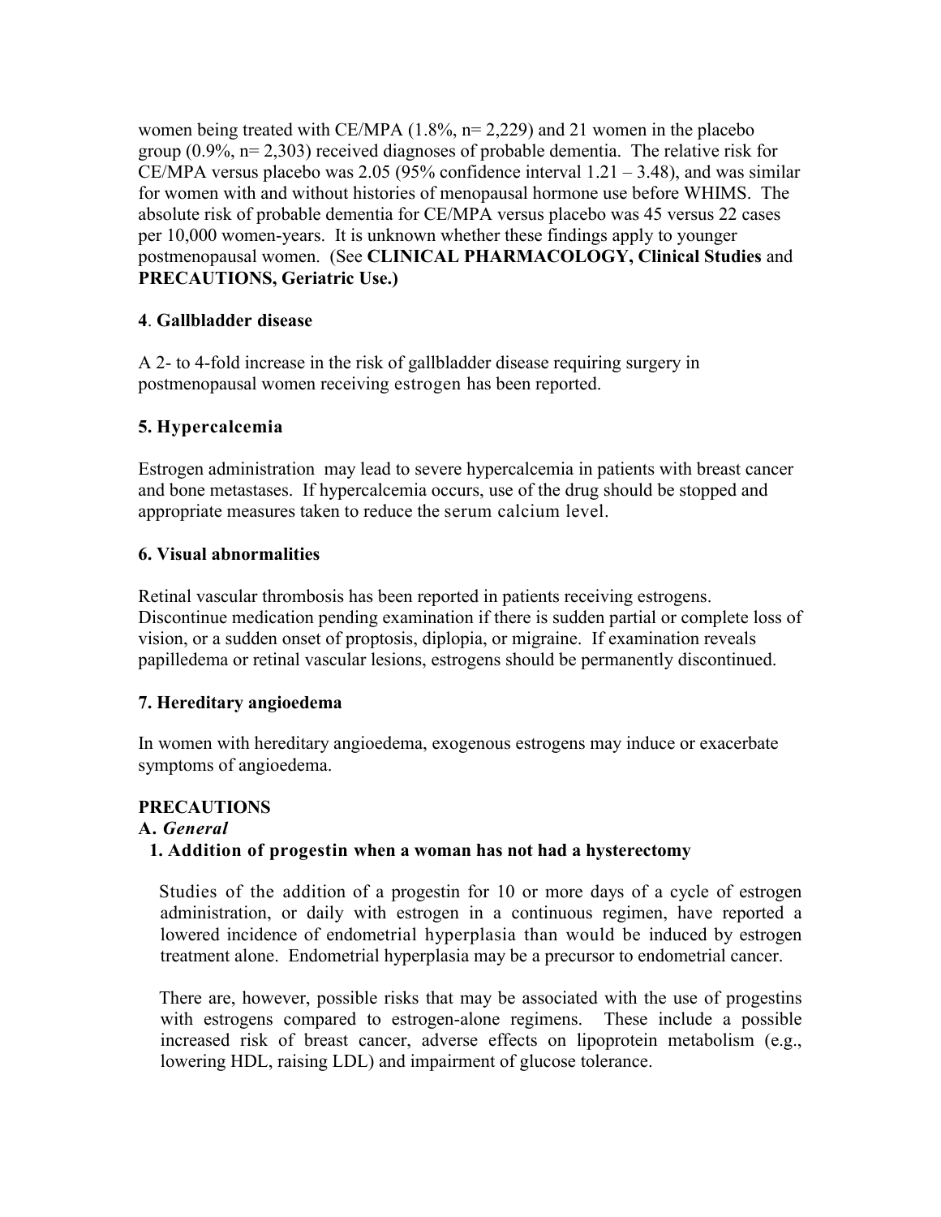women being treated with CE/MPA (1.8%, n= 2,229) and 21 women in the placebo group (0.9%, n= 2,303) received diagnoses of probable dementia. The relative risk for CE/MPA versus placebo was 2.05 (95% confidence interval 1.21 – 3.48), and was similar for women with and without histories of menopausal hormone use before WHIMS. The absolute risk of probable dementia for CE/MPA versus placebo was 45 versus 22 cases per 10,000 women-years. It is unknown whether these findings apply to younger postmenopausal women. (See **CLINICAL PHARMACOLOGY, Clinical Studies** and **PRECAUTIONS, Geriatric Use.)**

**4. Gallbladder disease**

A 2- to 4-fold increase in the risk of gallbladder disease requiring surgery in postmenopausal women receiving estrogen has been reported.

**5. Hypercalcemia**

Estrogen administration may lead to severe hypercalcemia in patients with breast cancer and bone metastases. If hypercalcemia occurs, use of the drug should be stopped and appropriate measures taken to reduce the serum calcium level.

**6. Visual abnormalities**

Retinal vascular thrombosis has been reported in patients receiving estrogens. Discontinue medication pending examination if there is sudden partial or complete loss of vision, or a sudden onset of proptosis, diplopia, or migraine. If examination reveals papilledema or retinal vascular lesions, estrogens should be permanently discontinued.

**7. Hereditary angioedema**

In women with hereditary angioedema, exogenous estrogens may induce or exacerbate symptoms of angioedema.

## PRECAUTIONS

**A.** ***General***

**1. Addition of progestin when a woman has not had a hysterectomy**

Studies of the addition of a progestin for 10 or more days of a cycle of estrogen administration, or daily with estrogen in a continuous regimen, have reported a lowered incidence of endometrial hyperplasia than would be induced by estrogen treatment alone. Endometrial hyperplasia may be a precursor to endometrial cancer.

There are, however, possible risks that may be associated with the use of progestins with estrogens compared to estrogen-alone regimens. These include a possible increased risk of breast cancer, adverse effects on lipoprotein metabolism (e.g., lowering HDL, raising LDL) and impairment of glucose tolerance.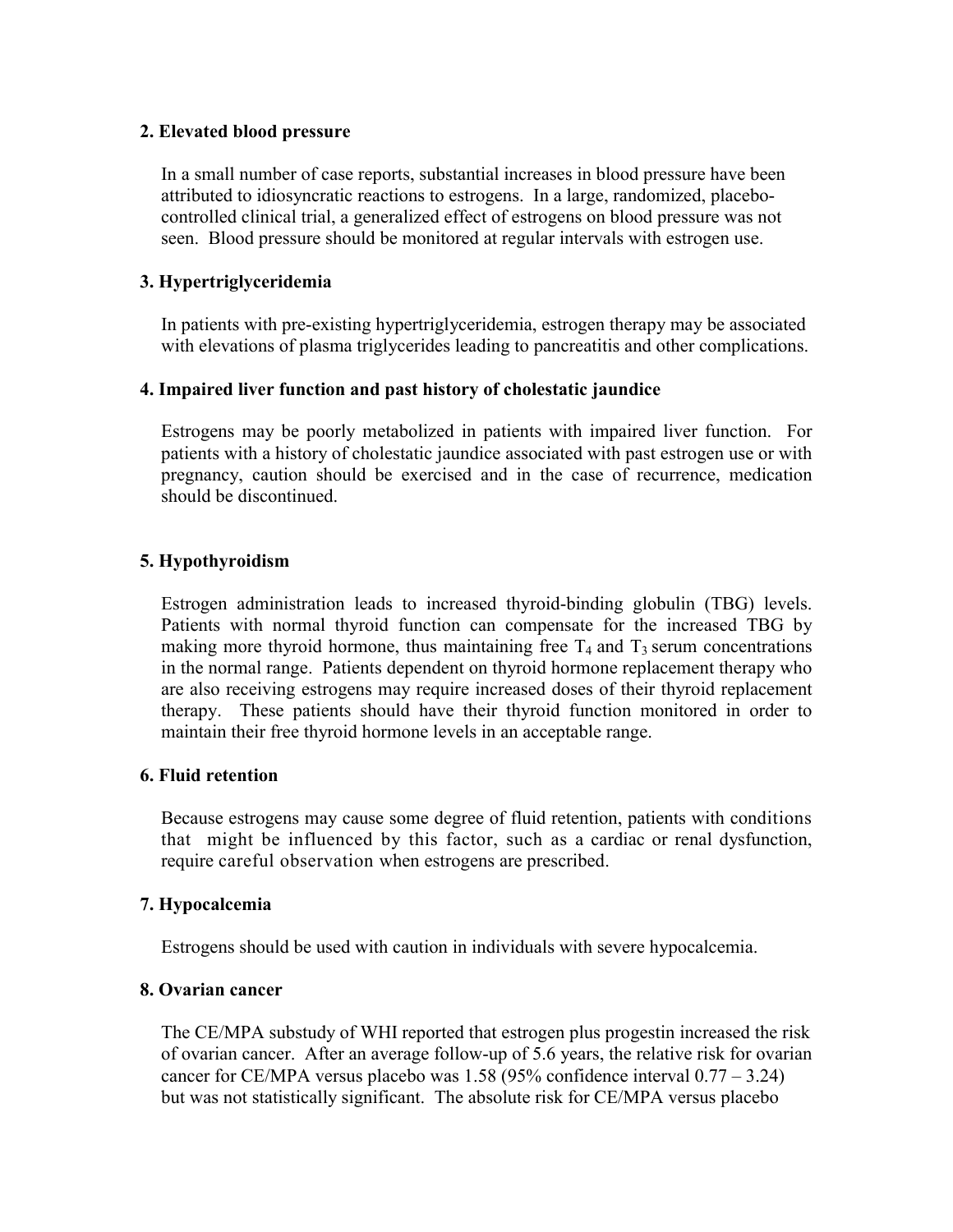**2. Elevated blood pressure**

In a small number of case reports, substantial increases in blood pressure have been attributed to idiosyncratic reactions to estrogens. In a large, randomized, placebo-controlled clinical trial, a generalized effect of estrogens on blood pressure was not seen. Blood pressure should be monitored at regular intervals with estrogen use.

**3. Hypertriglyceridemia**

In patients with pre-existing hypertriglyceridemia, estrogen therapy may be associated with elevations of plasma triglycerides leading to pancreatitis and other complications.

**4. Impaired liver function and past history of cholestatic jaundice**

Estrogens may be poorly metabolized in patients with impaired liver function. For patients with a history of cholestatic jaundice associated with past estrogen use or with pregnancy, caution should be exercised and in the case of recurrence, medication should be discontinued.

**5. Hypothyroidism**

Estrogen administration leads to increased thyroid-binding globulin (TBG) levels. Patients with normal thyroid function can compensate for the increased TBG by making more thyroid hormone, thus maintaining free $T_4$ and $T_3$ serum concentrations in the normal range. Patients dependent on thyroid hormone replacement therapy who are also receiving estrogens may require increased doses of their thyroid replacement therapy. These patients should have their thyroid function monitored in order to maintain their free thyroid hormone levels in an acceptable range.

**6. Fluid retention**

Because estrogens may cause some degree of fluid retention, patients with conditions that might be influenced by this factor, such as a cardiac or renal dysfunction, require careful observation when estrogens are prescribed.

**7. Hypocalcemia**

Estrogens should be used with caution in individuals with severe hypocalcemia.

**8. Ovarian cancer**

The CE/MPA substudy of WHI reported that estrogen plus progestin increased the risk of ovarian cancer. After an average follow-up of 5.6 years, the relative risk for ovarian cancer for CE/MPA versus placebo was 1.58 (95% confidence interval 0.77 – 3.24) but was not statistically significant. The absolute risk for CE/MPA versus placebo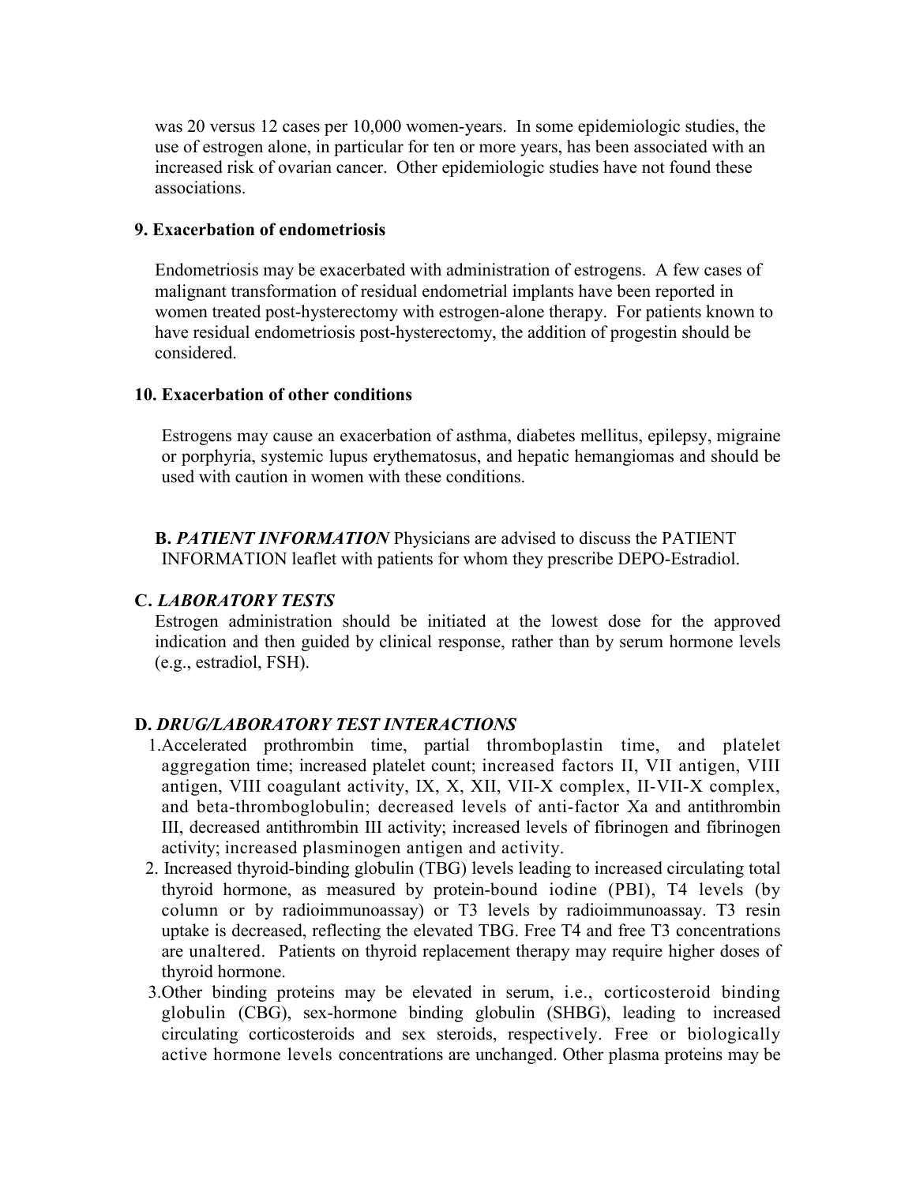was 20 versus 12 cases per 10,000 women-years. In some epidemiologic studies, the use of estrogen alone, in particular for ten or more years, has been associated with an increased risk of ovarian cancer. Other epidemiologic studies have not found these associations.

**9. Exacerbation of endometriosis**

Endometriosis may be exacerbated with administration of estrogens. A few cases of malignant transformation of residual endometrial implants have been reported in women treated post-hysterectomy with estrogen-alone therapy. For patients known to have residual endometriosis post-hysterectomy, the addition of progestin should be considered.

**10. Exacerbation of other conditions**

Estrogens may cause an exacerbation of asthma, diabetes mellitus, epilepsy, migraine or porphyria, systemic lupus erythematosus, and hepatic hemangiomas and should be used with caution in women with these conditions.

**B. *PATIENT INFORMATION*** Physicians are advised to discuss the PATIENT INFORMATION leaflet with patients for whom they prescribe DEPO-Estradiol.

**C. *LABORATORY TESTS***

Estrogen administration should be initiated at the lowest dose for the approved indication and then guided by clinical response, rather than by serum hormone levels (e.g., estradiol, FSH).

**D. *DRUG/LABORATORY TEST INTERACTIONS***

1. Accelerated prothrombin time, partial thromboplastin time, and platelet aggregation time; increased platelet count; increased factors II, VII antigen, VIII antigen, VIII coagulant activity, IX, X, XII, VII-X complex, II-VII-X complex, and beta-thromboglobulin; decreased levels of anti-factor Xa and antithrombin III, decreased antithrombin III activity; increased levels of fibrinogen and fibrinogen activity; increased plasminogen antigen and activity.
2. Increased thyroid-binding globulin (TBG) levels leading to increased circulating total thyroid hormone, as measured by protein-bound iodine (PBI), T4 levels (by column or by radioimmunoassay) or T3 levels by radioimmunoassay. T3 resin uptake is decreased, reflecting the elevated TBG. Free T4 and free T3 concentrations are unaltered. Patients on thyroid replacement therapy may require higher doses of thyroid hormone.
3. Other binding proteins may be elevated in serum, i.e., corticosteroid binding globulin (CBG), sex-hormone binding globulin (SHBG), leading to increased circulating corticosteroids and sex steroids, respectively. Free or biologically active hormone levels concentrations are unchanged. Other plasma proteins may be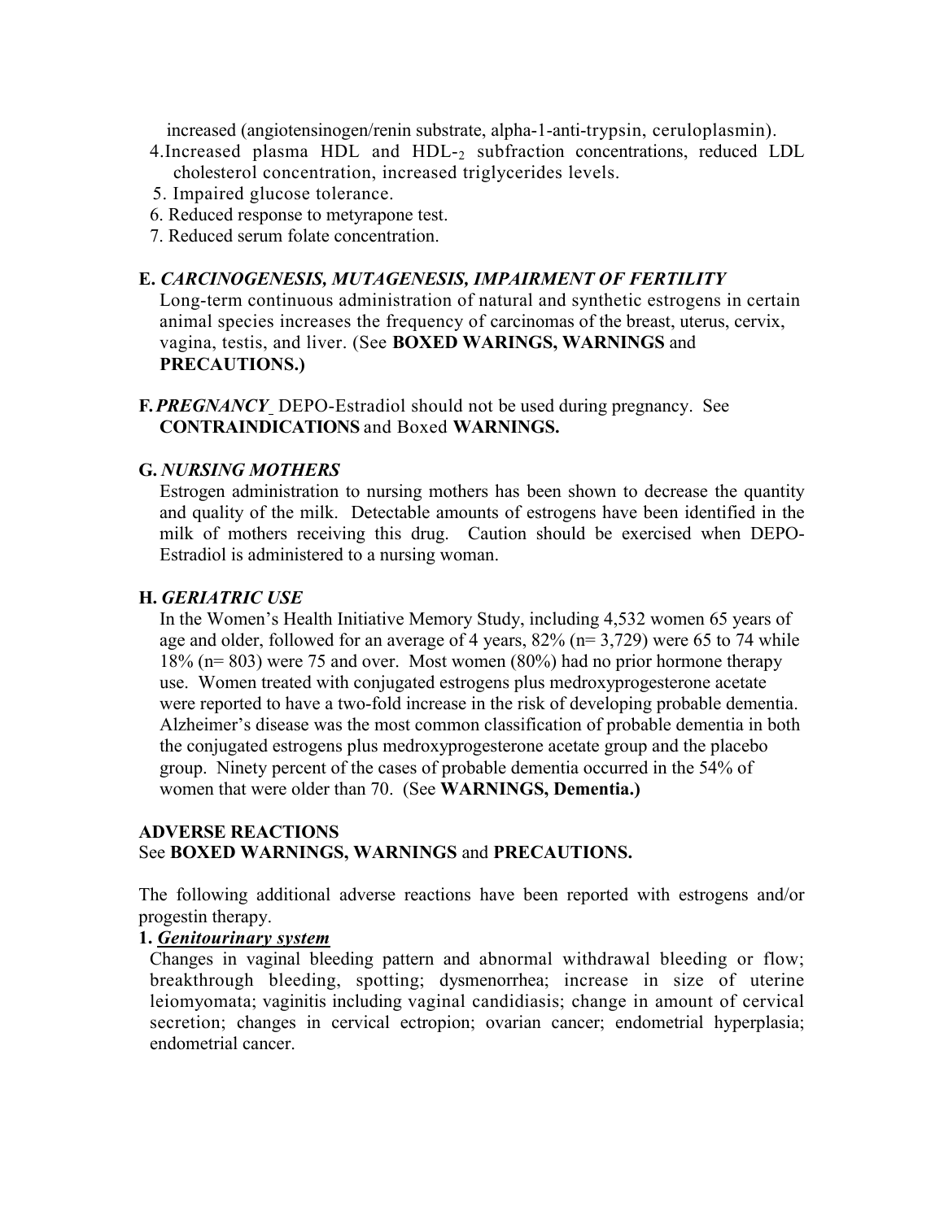increased (angiotensinogen/renin substrate, alpha-1-anti-trypsin, ceruloplasmin).

4. Increased plasma HDL and HDL-$_2$ subfraction concentrations, reduced LDL cholesterol concentration, increased triglycerides levels.
5. Impaired glucose tolerance.
6. Reduced response to metyrapone test.
7. Reduced serum folate concentration.

**E. *CARCINOGENESIS, MUTAGENESIS, IMPAIRMENT OF FERTILITY***

Long-term continuous administration of natural and synthetic estrogens in certain animal species increases the frequency of carcinomas of the breast, uterus, cervix, vagina, testis, and liver. (See **BOXED WARINGS, WARNINGS** and **PRECAUTIONS.)**

**F. *PREGNANCY*** DEPO-Estradiol should not be used during pregnancy. See **CONTRAINDICATIONS** and Boxed **WARNINGS.**

**G. *NURSING MOTHERS***

Estrogen administration to nursing mothers has been shown to decrease the quantity and quality of the milk. Detectable amounts of estrogens have been identified in the milk of mothers receiving this drug. Caution should be exercised when DEPO-Estradiol is administered to a nursing woman.

**H. *GERIATRIC USE***

In the Women's Health Initiative Memory Study, including 4,532 women 65 years of age and older, followed for an average of 4 years, 82% (n= 3,729) were 65 to 74 while 18% (n= 803) were 75 and over. Most women (80%) had no prior hormone therapy use. Women treated with conjugated estrogens plus medroxyprogesterone acetate were reported to have a two-fold increase in the risk of developing probable dementia. Alzheimer's disease was the most common classification of probable dementia in both the conjugated estrogens plus medroxyprogesterone acetate group and the placebo group. Ninety percent of the cases of probable dementia occurred in the 54% of women that were older than 70. (See **WARNINGS, Dementia.)**

**ADVERSE REACTIONS**

See **BOXED WARNINGS, WARNINGS** and **PRECAUTIONS.**

The following additional adverse reactions have been reported with estrogens and/or progestin therapy.

**1. *Genitourinary system***

Changes in vaginal bleeding pattern and abnormal withdrawal bleeding or flow; breakthrough bleeding, spotting; dysmenorrhea; increase in size of uterine leiomyomata; vaginitis including vaginal candidiasis; change in amount of cervical secretion; changes in cervical ectropion; ovarian cancer; endometrial hyperplasia; endometrial cancer.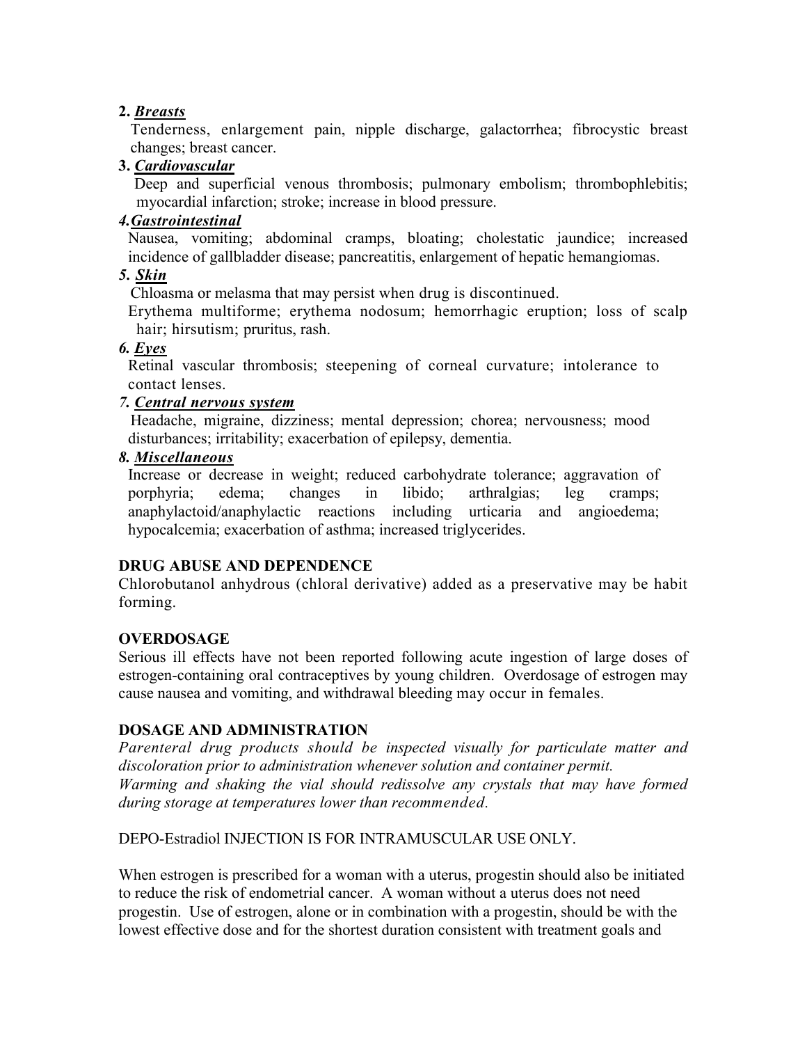**2.** ***Breasts***

Tenderness, enlargement pain, nipple discharge, galactorrhea; fibrocystic breast changes; breast cancer.

**3.** ***Cardiovascular***

Deep and superficial venous thrombosis; pulmonary embolism; thrombophlebitis; myocardial infarction; stroke; increase in blood pressure.

***4.Gastrointestinal***

Nausea, vomiting; abdominal cramps, bloating; cholestatic jaundice; increased incidence of gallbladder disease; pancreatitis, enlargement of hepatic hemangiomas.

***5. Skin***

Chloasma or melasma that may persist when drug is discontinued.

Erythema multiforme; erythema nodosum; hemorrhagic eruption; loss of scalp hair; hirsutism; pruritus, rash.

***6. Eyes***

Retinal vascular thrombosis; steepening of corneal curvature; intolerance to contact lenses.

***7. Central nervous system***

Headache, migraine, dizziness; mental depression; chorea; nervousness; mood disturbances; irritability; exacerbation of epilepsy, dementia.

***8. Miscellaneous***

Increase or decrease in weight; reduced carbohydrate tolerance; aggravation of porphyria; edema; changes in libido; arthralgias; leg cramps; anaphylactoid/anaphylactic reactions including urticaria and angioedema; hypocalcemia; exacerbation of asthma; increased triglycerides.

**DRUG ABUSE AND DEPENDENCE**

Chlorobutanol anhydrous (chloral derivative) added as a preservative may be habit forming.

**OVERDOSAGE**

Serious ill effects have not been reported following acute ingestion of large doses of estrogen-containing oral contraceptives by young children. Overdosage of estrogen may cause nausea and vomiting, and withdrawal bleeding may occur in females.

**DOSAGE AND ADMINISTRATION**

*Parenteral drug products should be inspected visually for particulate matter and discoloration prior to administration whenever solution and container permit.*
*Warming and shaking the vial should redissolve any crystals that may have formed during storage at temperatures lower than recommended.*

DEPO-Estradiol INJECTION IS FOR INTRAMUSCULAR USE ONLY.

When estrogen is prescribed for a woman with a uterus, progestin should also be initiated to reduce the risk of endometrial cancer. A woman without a uterus does not need progestin. Use of estrogen, alone or in combination with a progestin, should be with the lowest effective dose and for the shortest duration consistent with treatment goals and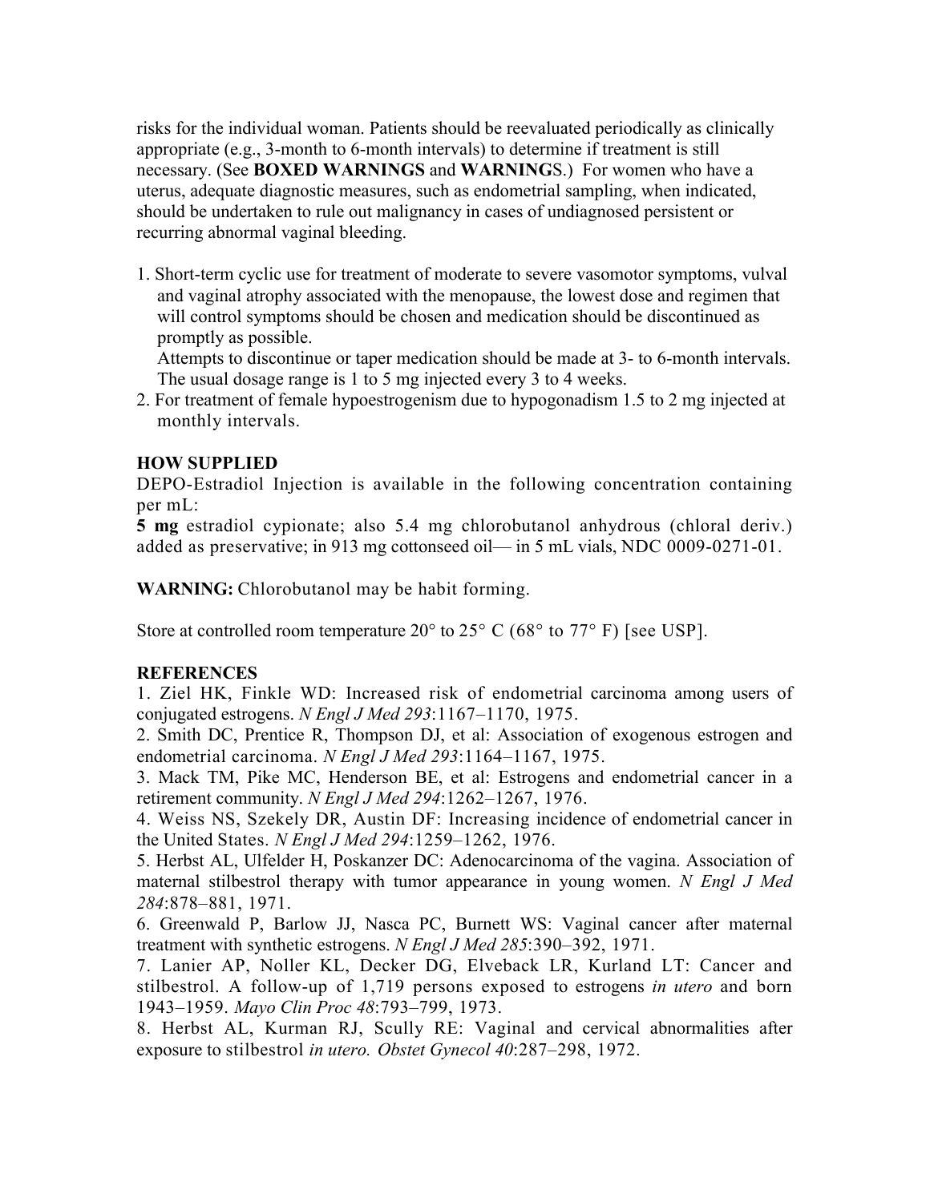risks for the individual woman. Patients should be reevaluated periodically as clinically appropriate (e.g., 3-month to 6-month intervals) to determine if treatment is still necessary. (See **BOXED WARNINGS** and **WARNING**S.) For women who have a uterus, adequate diagnostic measures, such as endometrial sampling, when indicated, should be undertaken to rule out malignancy in cases of undiagnosed persistent or recurring abnormal vaginal bleeding.

1. Short-term cyclic use for treatment of moderate to severe vasomotor symptoms, vulval and vaginal atrophy associated with the menopause, the lowest dose and regimen that will control symptoms should be chosen and medication should be discontinued as promptly as possible.
   Attempts to discontinue or taper medication should be made at 3- to 6-month intervals. The usual dosage range is 1 to 5 mg injected every 3 to 4 weeks.
2. For treatment of female hypoestrogenism due to hypogonadism 1.5 to 2 mg injected at monthly intervals.

**HOW SUPPLIED**

DEPO-Estradiol Injection is available in the following concentration containing per mL:

**5 mg** estradiol cypionate; also 5.4 mg chlorobutanol anhydrous (chloral deriv.) added as preservative; in 913 mg cottonseed oil— in 5 mL vials, NDC 0009-0271-01.

**WARNING:** Chlorobutanol may be habit forming.

Store at controlled room temperature 20° to 25° C (68° to 77° F) [see USP].

**REFERENCES**

1. Ziel HK, Finkle WD: Increased risk of endometrial carcinoma among users of conjugated estrogens. *N Engl J Med 293*:1167–1170, 1975.
2. Smith DC, Prentice R, Thompson DJ, et al: Association of exogenous estrogen and endometrial carcinoma. *N Engl J Med 293*:1164–1167, 1975.
3. Mack TM, Pike MC, Henderson BE, et al: Estrogens and endometrial cancer in a retirement community. *N Engl J Med 294*:1262–1267, 1976.
4. Weiss NS, Szekely DR, Austin DF: Increasing incidence of endometrial cancer in the United States. *N Engl J Med 294*:1259–1262, 1976.
5. Herbst AL, Ulfelder H, Poskanzer DC: Adenocarcinoma of the vagina. Association of maternal stilbestrol therapy with tumor appearance in young women. *N Engl J Med 284*:878–881, 1971.
6. Greenwald P, Barlow JJ, Nasca PC, Burnett WS: Vaginal cancer after maternal treatment with synthetic estrogens. *N Engl J Med 285*:390–392, 1971.
7. Lanier AP, Noller KL, Decker DG, Elveback LR, Kurland LT: Cancer and stilbestrol. A follow-up of 1,719 persons exposed to estrogens *in utero* and born 1943–1959. *Mayo Clin Proc 48*:793–799, 1973.
8. Herbst AL, Kurman RJ, Scully RE: Vaginal and cervical abnormalities after exposure to stilbestrol *in utero. Obstet Gynecol 40*:287–298, 1972.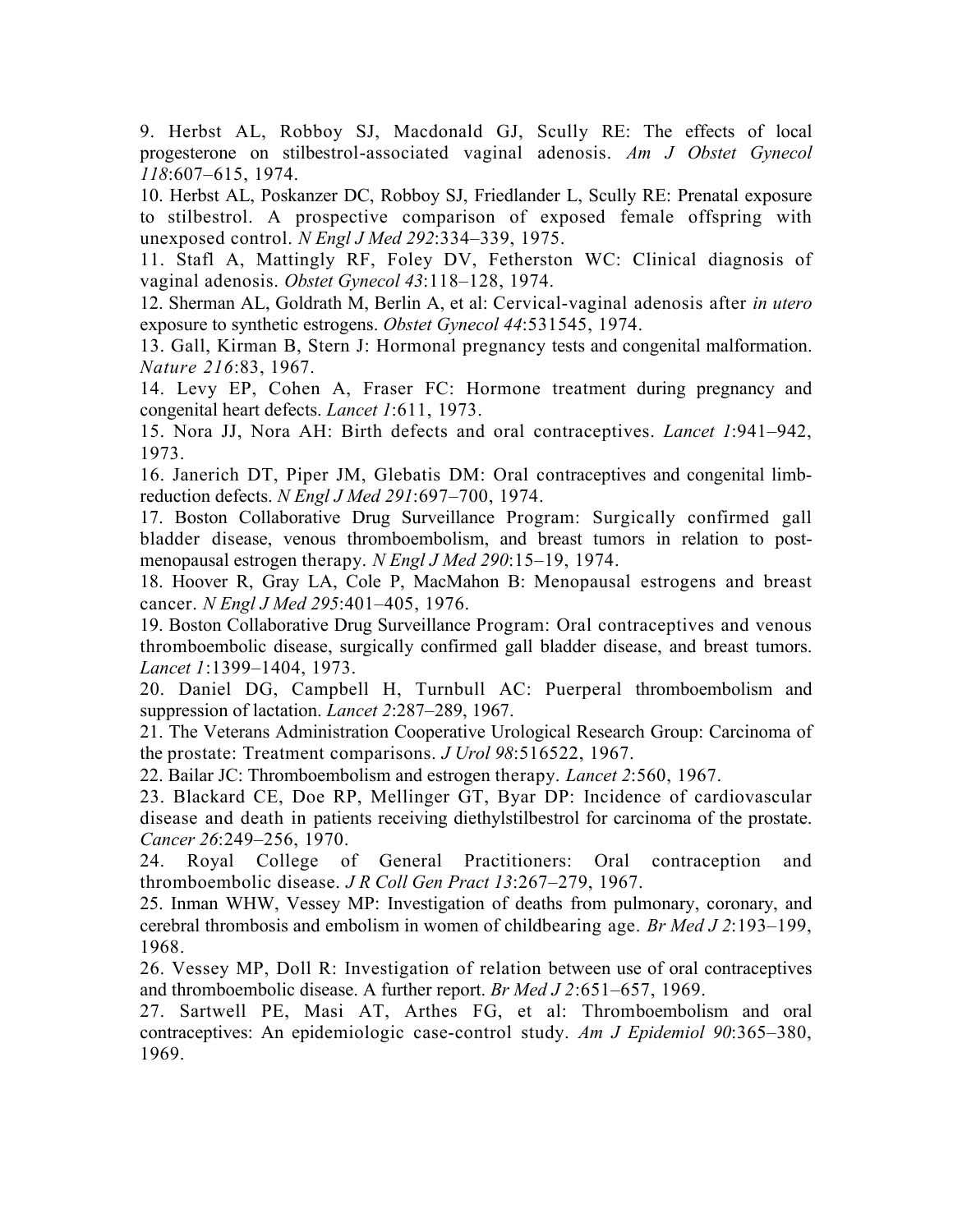9. Herbst AL, Robboy SJ, Macdonald GJ, Scully RE: The effects of local progesterone on stilbestrol-associated vaginal adenosis. *Am J Obstet Gynecol 118*:607–615, 1974.

10. Herbst AL, Poskanzer DC, Robboy SJ, Friedlander L, Scully RE: Prenatal exposure to stilbestrol. A prospective comparison of exposed female offspring with unexposed control. *N Engl J Med 292*:334–339, 1975.

11. Stafl A, Mattingly RF, Foley DV, Fetherston WC: Clinical diagnosis of vaginal adenosis. *Obstet Gynecol 43*:118–128, 1974.

12. Sherman AL, Goldrath M, Berlin A, et al: Cervical-vaginal adenosis after *in utero* exposure to synthetic estrogens. *Obstet Gynecol 44*:531545, 1974.

13. Gall, Kirman B, Stern J: Hormonal pregnancy tests and congenital malformation. *Nature 216*:83, 1967.

14. Levy EP, Cohen A, Fraser FC: Hormone treatment during pregnancy and congenital heart defects. *Lancet 1*:611, 1973.

15. Nora JJ, Nora AH: Birth defects and oral contraceptives. *Lancet 1*:941–942, 1973.

16. Janerich DT, Piper JM, Glebatis DM: Oral contraceptives and congenital limb-reduction defects. *N Engl J Med 291*:697–700, 1974.

17. Boston Collaborative Drug Surveillance Program: Surgically confirmed gall bladder disease, venous thromboembolism, and breast tumors in relation to post-menopausal estrogen therapy. *N Engl J Med 290*:15–19, 1974.

18. Hoover R, Gray LA, Cole P, MacMahon B: Menopausal estrogens and breast cancer. *N Engl J Med 295*:401–405, 1976.

19. Boston Collaborative Drug Surveillance Program: Oral contraceptives and venous thromboembolic disease, surgically confirmed gall bladder disease, and breast tumors. *Lancet 1*:1399–1404, 1973.

20. Daniel DG, Campbell H, Turnbull AC: Puerperal thromboembolism and suppression of lactation. *Lancet 2*:287–289, 1967.

21. The Veterans Administration Cooperative Urological Research Group: Carcinoma of the prostate: Treatment comparisons. *J Urol 98*:516522, 1967.

22. Bailar JC: Thromboembolism and estrogen therapy. *Lancet 2*:560, 1967.

23. Blackard CE, Doe RP, Mellinger GT, Byar DP: Incidence of cardiovascular disease and death in patients receiving diethylstilbestrol for carcinoma of the prostate. *Cancer 26*:249–256, 1970.

24. Royal College of General Practitioners: Oral contraception and thromboembolic disease. *J R Coll Gen Pract 13*:267–279, 1967.

25. Inman WHW, Vessey MP: Investigation of deaths from pulmonary, coronary, and cerebral thrombosis and embolism in women of childbearing age. *Br Med J 2*:193–199, 1968.

26. Vessey MP, Doll R: Investigation of relation between use of oral contraceptives and thromboembolic disease. A further report. *Br Med J 2*:651–657, 1969.

27. Sartwell PE, Masi AT, Arthes FG, et al: Thromboembolism and oral contraceptives: An epidemiologic case-control study. *Am J Epidemiol 90*:365–380, 1969.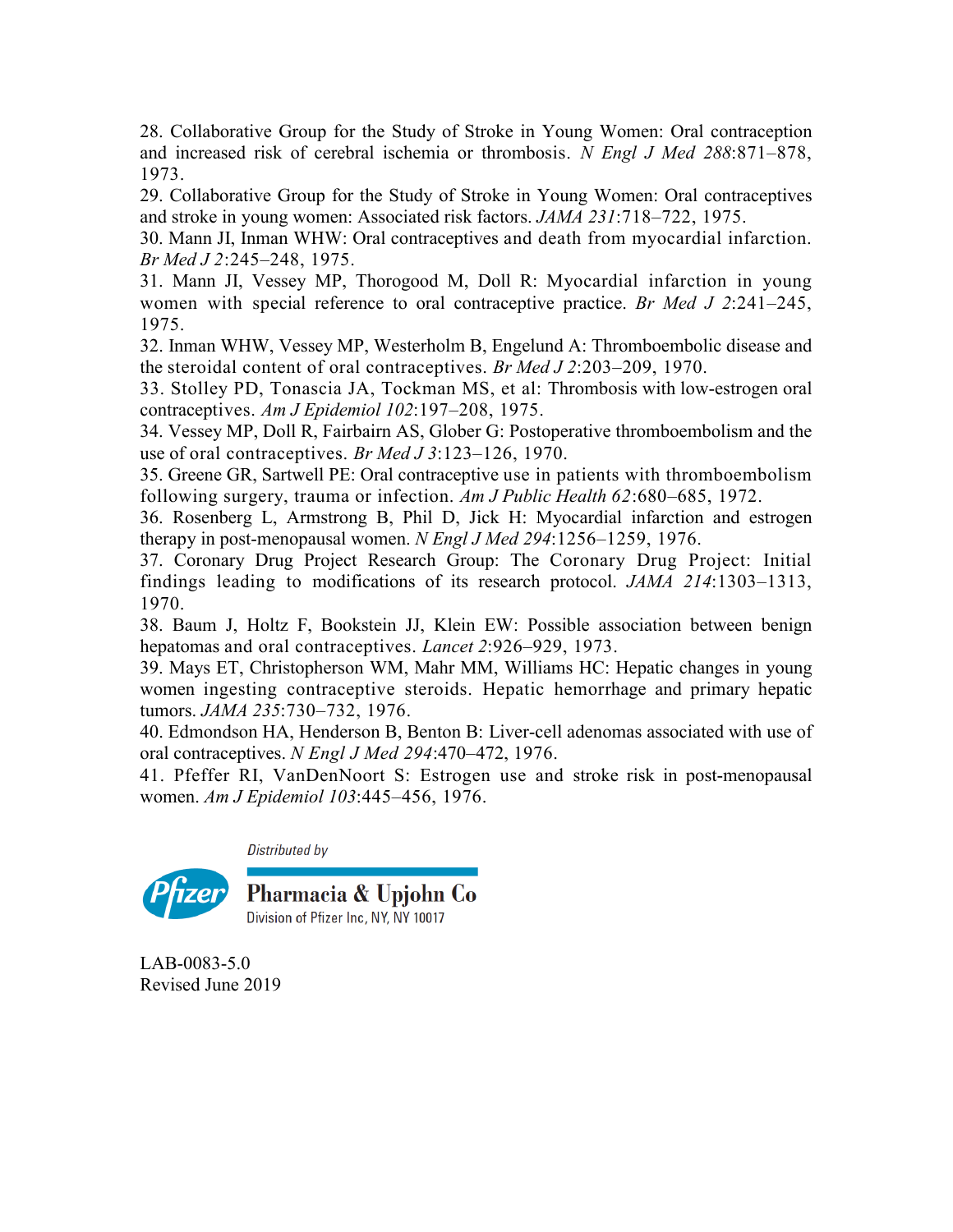28. Collaborative Group for the Study of Stroke in Young Women: Oral contraception and increased risk of cerebral ischemia or thrombosis. *N Engl J Med 288*:871–878, 1973.

29. Collaborative Group for the Study of Stroke in Young Women: Oral contraceptives and stroke in young women: Associated risk factors. *JAMA 231*:718–722, 1975.

30. Mann JI, Inman WHW: Oral contraceptives and death from myocardial infarction. *Br Med J 2*:245–248, 1975.

31. Mann JI, Vessey MP, Thorogood M, Doll R: Myocardial infarction in young women with special reference to oral contraceptive practice. *Br Med J 2*:241–245, 1975.

32. Inman WHW, Vessey MP, Westerholm B, Engelund A: Thromboembolic disease and the steroidal content of oral contraceptives. *Br Med J 2*:203–209, 1970.

33. Stolley PD, Tonascia JA, Tockman MS, et al: Thrombosis with low-estrogen oral contraceptives. *Am J Epidemiol 102*:197–208, 1975.

34. Vessey MP, Doll R, Fairbairn AS, Glober G: Postoperative thromboembolism and the use of oral contraceptives. *Br Med J 3*:123–126, 1970.

35. Greene GR, Sartwell PE: Oral contraceptive use in patients with thromboembolism following surgery, trauma or infection. *Am J Public Health 62*:680–685, 1972.

36. Rosenberg L, Armstrong B, Phil D, Jick H: Myocardial infarction and estrogen therapy in post-menopausal women. *N Engl J Med 294*:1256–1259, 1976.

37. Coronary Drug Project Research Group: The Coronary Drug Project: Initial findings leading to modifications of its research protocol. *JAMA 214*:1303–1313, 1970.

38. Baum J, Holtz F, Bookstein JJ, Klein EW: Possible association between benign hepatomas and oral contraceptives. *Lancet 2*:926–929, 1973.

39. Mays ET, Christopherson WM, Mahr MM, Williams HC: Hepatic changes in young women ingesting contraceptive steroids. Hepatic hemorrhage and primary hepatic tumors. *JAMA 235*:730–732, 1976.

40. Edmondson HA, Henderson B, Benton B: Liver-cell adenomas associated with use of oral contraceptives. *N Engl J Med 294*:470–472, 1976.

41. Pfeffer RI, VanDenNoort S: Estrogen use and stroke risk in post-menopausal women. *Am J Epidemiol 103*:445–456, 1976.

Distributed by

Pfizer

**Pharmacia & Upjohn Co**
Division of Pfizer Inc, NY, NY 10017

LAB-0083-5.0
Revised June 2019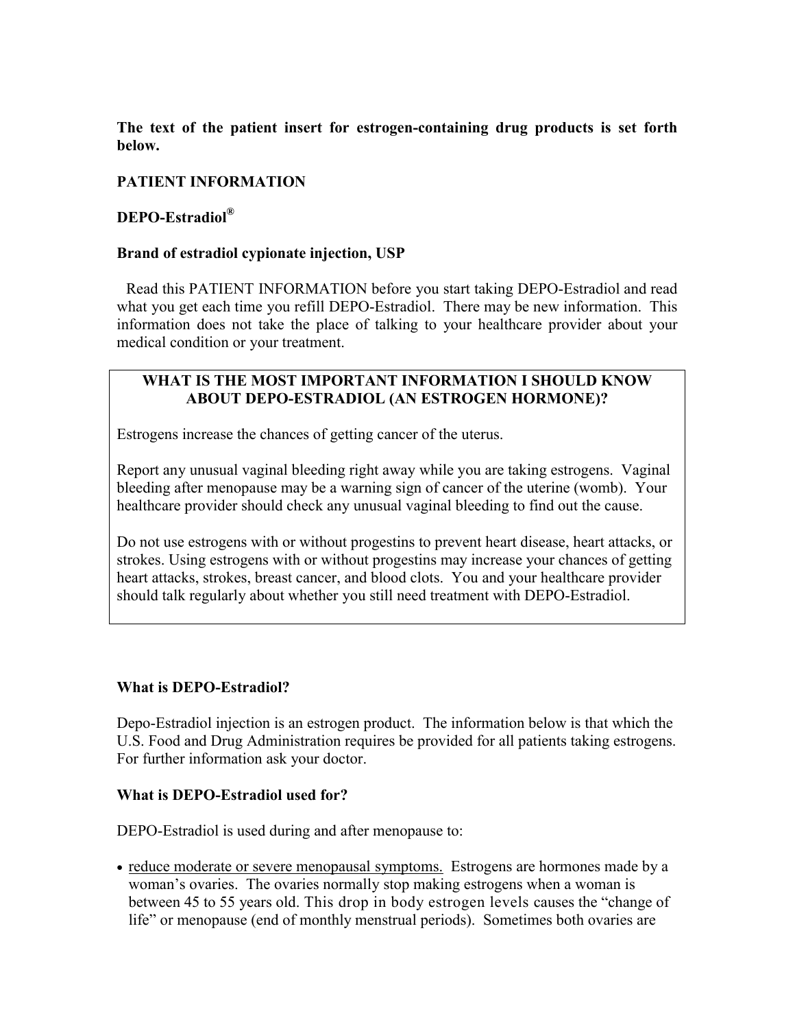**The text of the patient insert for estrogen-containing drug products is set forth below.**

**PATIENT INFORMATION**

**DEPO-Estradiol®**

**Brand of estradiol cypionate injection, USP**

Read this PATIENT INFORMATION before you start taking DEPO-Estradiol and read what you get each time you refill DEPO-Estradiol. There may be new information. This information does not take the place of talking to your healthcare provider about your medical condition or your treatment.

**WHAT IS THE MOST IMPORTANT INFORMATION I SHOULD KNOW ABOUT DEPO-ESTRADIOL (AN ESTROGEN HORMONE)?**

Estrogens increase the chances of getting cancer of the uterus.

Report any unusual vaginal bleeding right away while you are taking estrogens. Vaginal bleeding after menopause may be a warning sign of cancer of the uterine (womb). Your healthcare provider should check any unusual vaginal bleeding to find out the cause.

Do not use estrogens with or without progestins to prevent heart disease, heart attacks, or strokes. Using estrogens with or without progestins may increase your chances of getting heart attacks, strokes, breast cancer, and blood clots. You and your healthcare provider should talk regularly about whether you still need treatment with DEPO-Estradiol.

**What is DEPO-Estradiol?**

Depo-Estradiol injection is an estrogen product. The information below is that which the U.S. Food and Drug Administration requires be provided for all patients taking estrogens. For further information ask your doctor.

**What is DEPO-Estradiol used for?**

DEPO-Estradiol is used during and after menopause to:

- reduce moderate or severe menopausal symptoms. Estrogens are hormones made by a woman's ovaries. The ovaries normally stop making estrogens when a woman is between 45 to 55 years old. This drop in body estrogen levels causes the "change of life" or menopause (end of monthly menstrual periods). Sometimes both ovaries are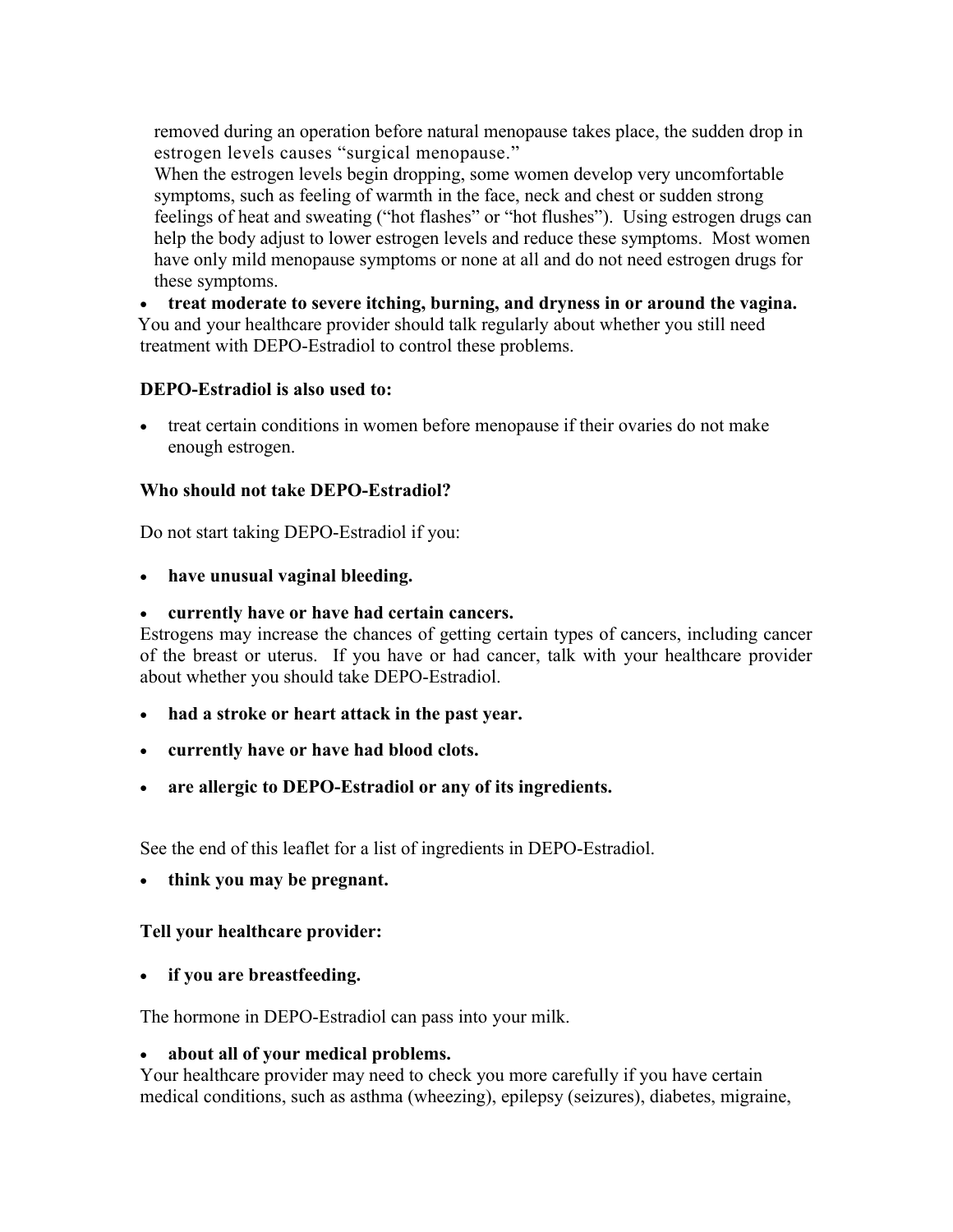removed during an operation before natural menopause takes place, the sudden drop in estrogen levels causes "surgical menopause."

When the estrogen levels begin dropping, some women develop very uncomfortable symptoms, such as feeling of warmth in the face, neck and chest or sudden strong feelings of heat and sweating ("hot flashes" or "hot flushes"). Using estrogen drugs can help the body adjust to lower estrogen levels and reduce these symptoms. Most women have only mild menopause symptoms or none at all and do not need estrogen drugs for these symptoms.

- **treat moderate to severe itching, burning, and dryness in or around the vagina.**

You and your healthcare provider should talk regularly about whether you still need treatment with DEPO-Estradiol to control these problems.

**DEPO-Estradiol is also used to:**

- treat certain conditions in women before menopause if their ovaries do not make enough estrogen.

**Who should not take DEPO-Estradiol?**

Do not start taking DEPO-Estradiol if you:

- **have unusual vaginal bleeding.**
- **currently have or have had certain cancers.**

Estrogens may increase the chances of getting certain types of cancers, including cancer of the breast or uterus. If you have or had cancer, talk with your healthcare provider about whether you should take DEPO-Estradiol.

- **had a stroke or heart attack in the past year.**
- **currently have or have had blood clots.**
- **are allergic to DEPO-Estradiol or any of its ingredients.**

See the end of this leaflet for a list of ingredients in DEPO-Estradiol.

- **think you may be pregnant.**

**Tell your healthcare provider:**

- **if you are breastfeeding.**

The hormone in DEPO-Estradiol can pass into your milk.

- **about all of your medical problems.**

Your healthcare provider may need to check you more carefully if you have certain medical conditions, such as asthma (wheezing), epilepsy (seizures), diabetes, migraine,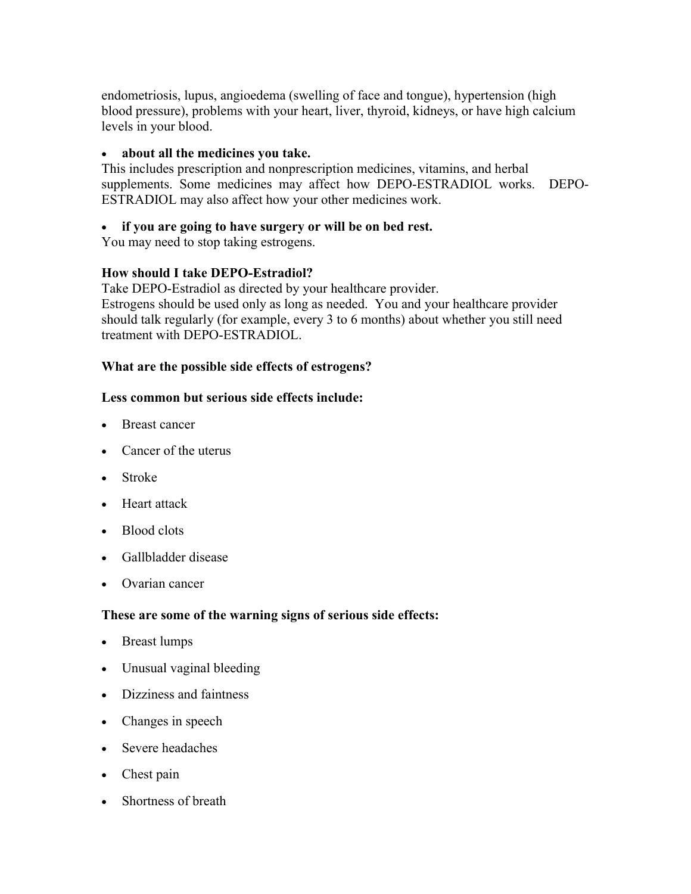endometriosis, lupus, angioedema (swelling of face and tongue), hypertension (high blood pressure), problems with your heart, liver, thyroid, kidneys, or have high calcium levels in your blood.

- **about all the medicines you take.**

This includes prescription and nonprescription medicines, vitamins, and herbal supplements. Some medicines may affect how DEPO-ESTRADIOL works. DEPO-ESTRADIOL may also affect how your other medicines work.

- **if you are going to have surgery or will be on bed rest.**

You may need to stop taking estrogens.

**How should I take DEPO-Estradiol?**

Take DEPO-Estradiol as directed by your healthcare provider.
Estrogens should be used only as long as needed. You and your healthcare provider should talk regularly (for example, every 3 to 6 months) about whether you still need treatment with DEPO-ESTRADIOL.

**What are the possible side effects of estrogens?**

**Less common but serious side effects include:**

- Breast cancer
- Cancer of the uterus
- Stroke
- Heart attack
- Blood clots
- Gallbladder disease
- Ovarian cancer

**These are some of the warning signs of serious side effects:**

- Breast lumps
- Unusual vaginal bleeding
- Dizziness and faintness
- Changes in speech
- Severe headaches
- Chest pain
- Shortness of breath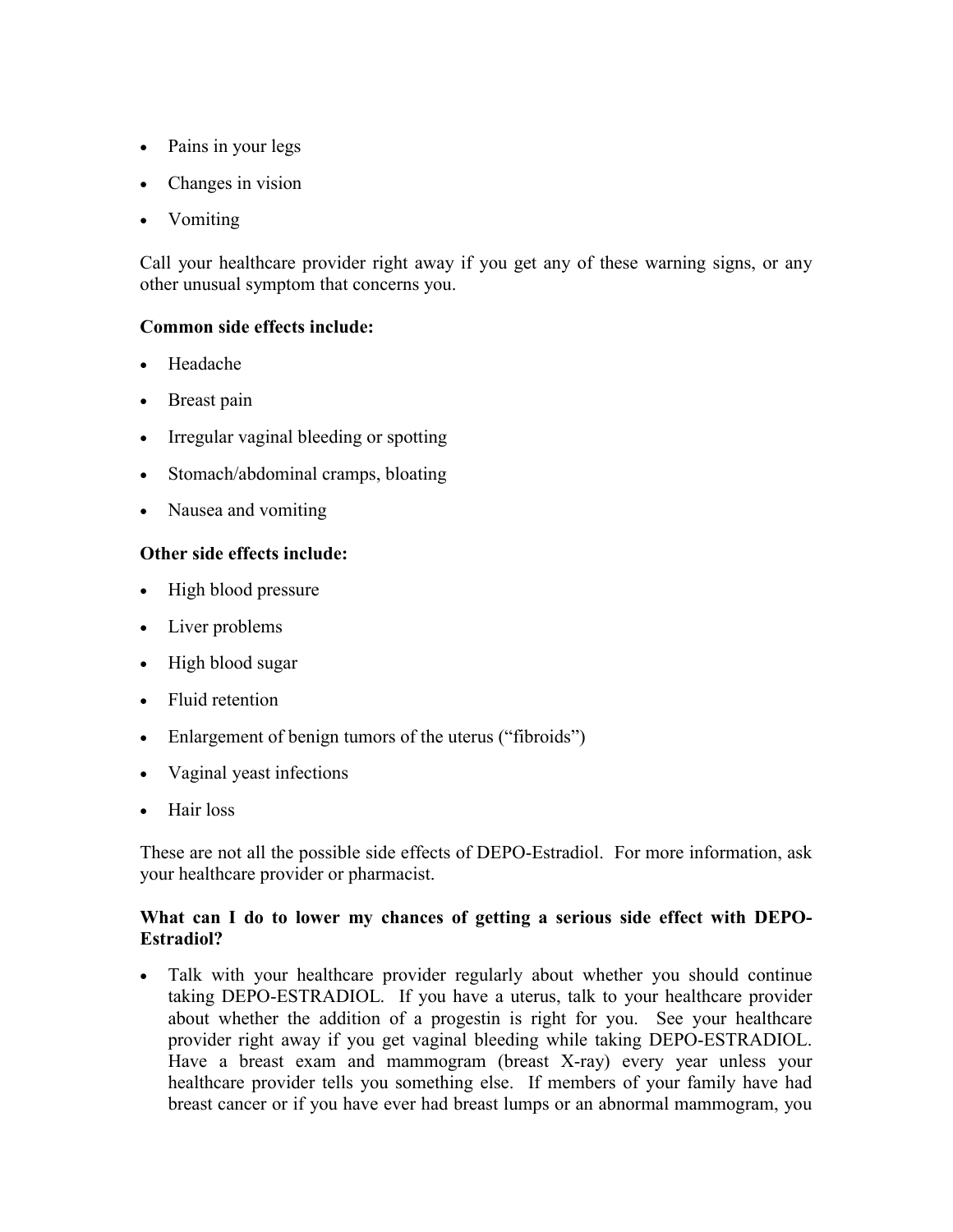- Pains in your legs
- Changes in vision
- Vomiting

Call your healthcare provider right away if you get any of these warning signs, or any other unusual symptom that concerns you.

**Common side effects include:**

- Headache
- Breast pain
- Irregular vaginal bleeding or spotting
- Stomach/abdominal cramps, bloating
- Nausea and vomiting

**Other side effects include:**

- High blood pressure
- Liver problems
- High blood sugar
- Fluid retention
- Enlargement of benign tumors of the uterus ("fibroids")
- Vaginal yeast infections
- Hair loss

These are not all the possible side effects of DEPO-Estradiol. For more information, ask your healthcare provider or pharmacist.

**What can I do to lower my chances of getting a serious side effect with DEPO-Estradiol?**

- Talk with your healthcare provider regularly about whether you should continue taking DEPO-ESTRADIOL. If you have a uterus, talk to your healthcare provider about whether the addition of a progestin is right for you. See your healthcare provider right away if you get vaginal bleeding while taking DEPO-ESTRADIOL. Have a breast exam and mammogram (breast X-ray) every year unless your healthcare provider tells you something else. If members of your family have had breast cancer or if you have ever had breast lumps or an abnormal mammogram, you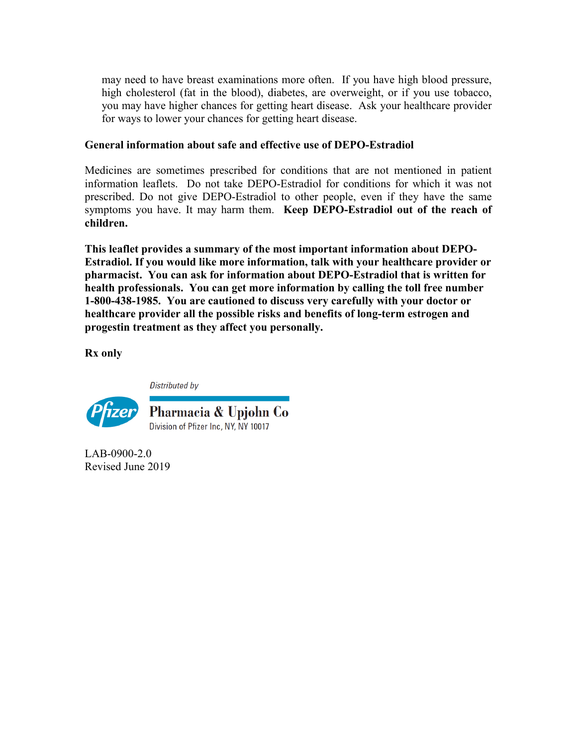may need to have breast examinations more often. If you have high blood pressure, high cholesterol (fat in the blood), diabetes, are overweight, or if you use tobacco, you may have higher chances for getting heart disease. Ask your healthcare provider for ways to lower your chances for getting heart disease.

**General information about safe and effective use of DEPO-Estradiol**

Medicines are sometimes prescribed for conditions that are not mentioned in patient information leaflets. Do not take DEPO-Estradiol for conditions for which it was not prescribed. Do not give DEPO-Estradiol to other people, even if they have the same symptoms you have. It may harm them. **Keep DEPO-Estradiol out of the reach of children.**

**This leaflet provides a summary of the most important information about DEPO-Estradiol. If you would like more information, talk with your healthcare provider or pharmacist. You can ask for information about DEPO-Estradiol that is written for health professionals. You can get more information by calling the toll free number 1-800-438-1985. You are cautioned to discuss very carefully with your doctor or healthcare provider all the possible risks and benefits of long-term estrogen and progestin treatment as they affect you personally.**

**Rx only**

*Distributed by*

Pfizer

Pharmacia & Upjohn Co
Division of Pfizer Inc, NY, NY 10017

LAB-0900-2.0
Revised June 2019